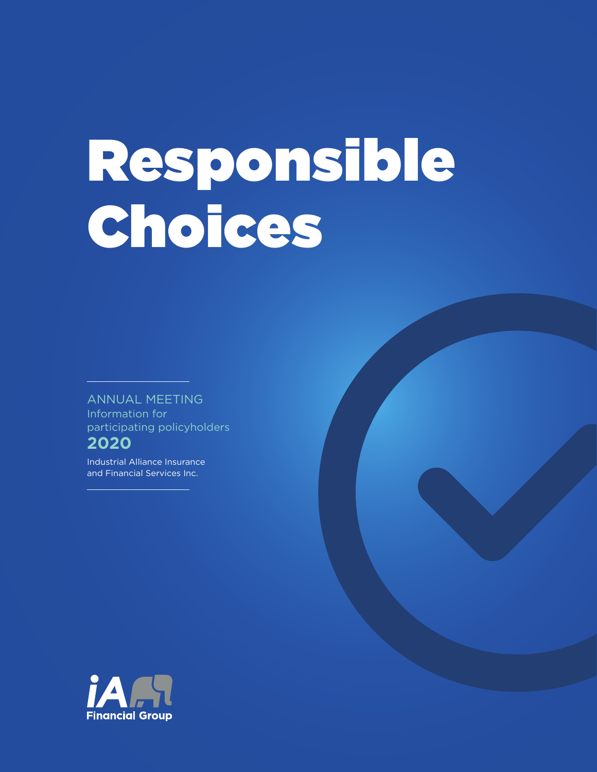# Responsible Choices

ANNUAL MEETING
Information for participating policyholders
**2020**

Industrial Alliance Insurance and Financial Services Inc.

iA Financial Group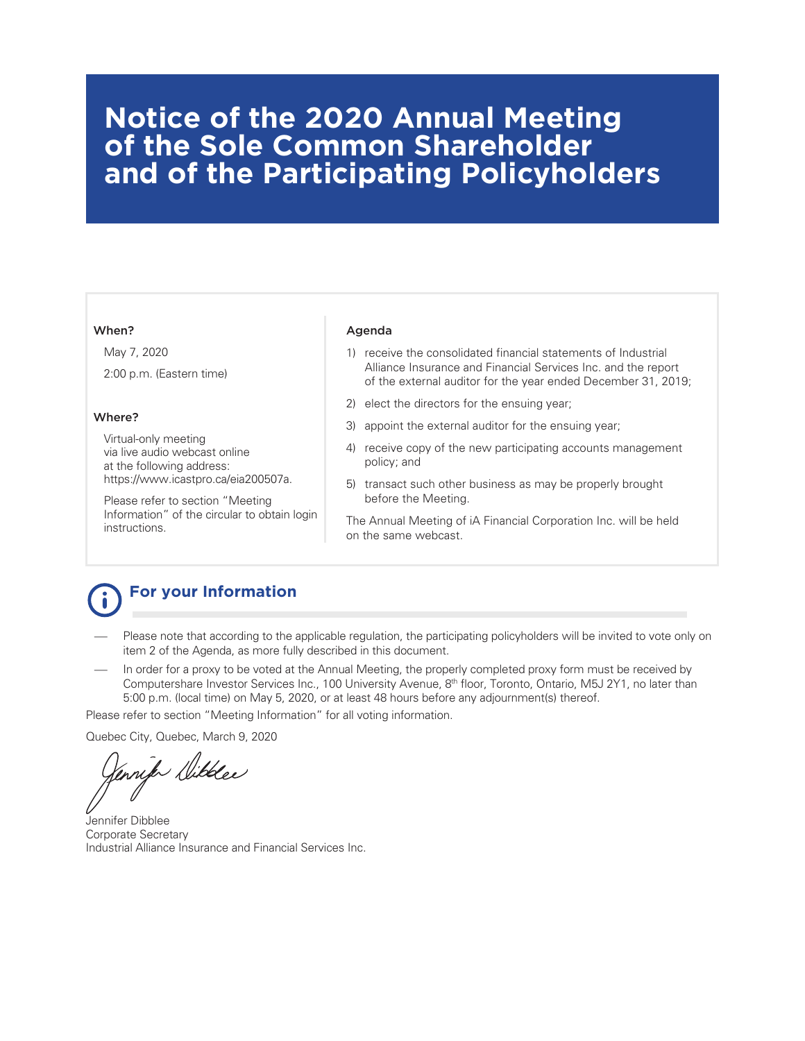# Notice of the 2020 Annual Meeting of the Sole Common Shareholder and of the Participating Policyholders

**When?**

May 7, 2020

2:00 p.m. (Eastern time)

**Where?**

Virtual-only meeting via live audio webcast online at the following address: https://www.icastpro.ca/eia200507a.

Please refer to section "Meeting Information" of the circular to obtain login instructions.

**Agenda**

1) receive the consolidated financial statements of Industrial Alliance Insurance and Financial Services Inc. and the report of the external auditor for the year ended December 31, 2019;
2) elect the directors for the ensuing year;
3) appoint the external auditor for the ensuing year;
4) receive copy of the new participating accounts management policy; and
5) transact such other business as may be properly brought before the Meeting.

The Annual Meeting of iA Financial Corporation Inc. will be held on the same webcast.

## For your Information

- Please note that according to the applicable regulation, the participating policyholders will be invited to vote only on item 2 of the Agenda, as more fully described in this document.
- In order for a proxy to be voted at the Annual Meeting, the properly completed proxy form must be received by Computershare Investor Services Inc., 100 University Avenue, 8th floor, Toronto, Ontario, M5J 2Y1, no later than 5:00 p.m. (local time) on May 5, 2020, or at least 48 hours before any adjournment(s) thereof.

Please refer to section "Meeting Information" for all voting information.

Quebec City, Quebec, March 9, 2020

Jennifer Dibblee
Corporate Secretary
Industrial Alliance Insurance and Financial Services Inc.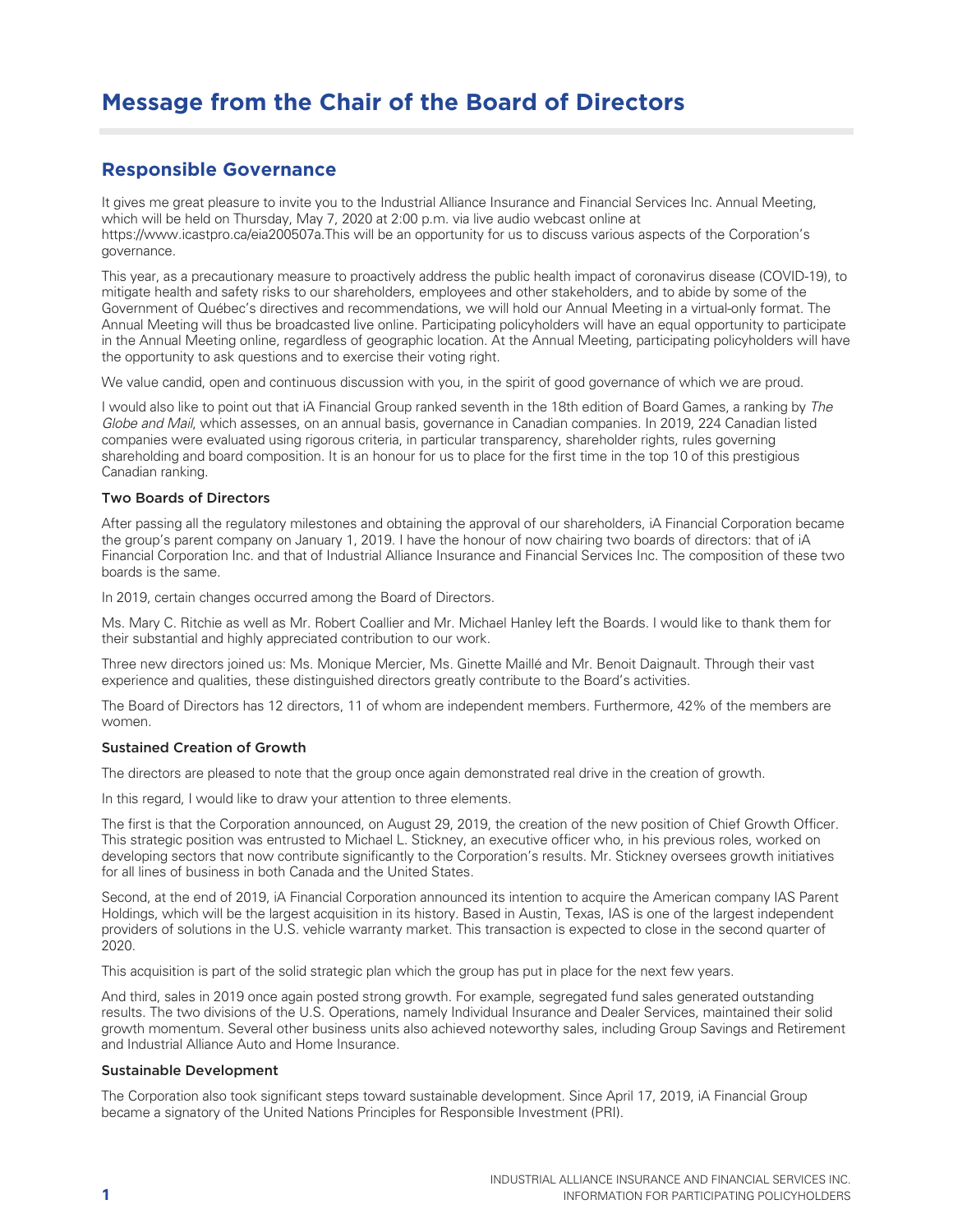# Message from the Chair of the Board of Directors

## Responsible Governance

It gives me great pleasure to invite you to the Industrial Alliance Insurance and Financial Services Inc. Annual Meeting, which will be held on Thursday, May 7, 2020 at 2:00 p.m. via live audio webcast online at https://www.icastpro.ca/eia200507a.This will be an opportunity for us to discuss various aspects of the Corporation's governance.

This year, as a precautionary measure to proactively address the public health impact of coronavirus disease (COVID-19), to mitigate health and safety risks to our shareholders, employees and other stakeholders, and to abide by some of the Government of Québec's directives and recommendations, we will hold our Annual Meeting in a virtual-only format. The Annual Meeting will thus be broadcasted live online. Participating policyholders will have an equal opportunity to participate in the Annual Meeting online, regardless of geographic location. At the Annual Meeting, participating policyholders will have the opportunity to ask questions and to exercise their voting right.

We value candid, open and continuous discussion with you, in the spirit of good governance of which we are proud.

I would also like to point out that iA Financial Group ranked seventh in the 18th edition of Board Games, a ranking by *The Globe and Mail*, which assesses, on an annual basis, governance in Canadian companies. In 2019, 224 Canadian listed companies were evaluated using rigorous criteria, in particular transparency, shareholder rights, rules governing shareholding and board composition. It is an honour for us to place for the first time in the top 10 of this prestigious Canadian ranking.

### Two Boards of Directors

After passing all the regulatory milestones and obtaining the approval of our shareholders, iA Financial Corporation became the group's parent company on January 1, 2019. I have the honour of now chairing two boards of directors: that of iA Financial Corporation Inc. and that of Industrial Alliance Insurance and Financial Services Inc. The composition of these two boards is the same.

In 2019, certain changes occurred among the Board of Directors.

Ms. Mary C. Ritchie as well as Mr. Robert Coallier and Mr. Michael Hanley left the Boards. I would like to thank them for their substantial and highly appreciated contribution to our work.

Three new directors joined us: Ms. Monique Mercier, Ms. Ginette Maillé and Mr. Benoit Daignault. Through their vast experience and qualities, these distinguished directors greatly contribute to the Board's activities.

The Board of Directors has 12 directors, 11 of whom are independent members. Furthermore, 42% of the members are women.

### Sustained Creation of Growth

The directors are pleased to note that the group once again demonstrated real drive in the creation of growth.

In this regard, I would like to draw your attention to three elements.

The first is that the Corporation announced, on August 29, 2019, the creation of the new position of Chief Growth Officer. This strategic position was entrusted to Michael L. Stickney, an executive officer who, in his previous roles, worked on developing sectors that now contribute significantly to the Corporation's results. Mr. Stickney oversees growth initiatives for all lines of business in both Canada and the United States.

Second, at the end of 2019, iA Financial Corporation announced its intention to acquire the American company IAS Parent Holdings, which will be the largest acquisition in its history. Based in Austin, Texas, IAS is one of the largest independent providers of solutions in the U.S. vehicle warranty market. This transaction is expected to close in the second quarter of 2020.

This acquisition is part of the solid strategic plan which the group has put in place for the next few years.

And third, sales in 2019 once again posted strong growth. For example, segregated fund sales generated outstanding results. The two divisions of the U.S. Operations, namely Individual Insurance and Dealer Services, maintained their solid growth momentum. Several other business units also achieved noteworthy sales, including Group Savings and Retirement and Industrial Alliance Auto and Home Insurance.

### Sustainable Development

The Corporation also took significant steps toward sustainable development. Since April 17, 2019, iA Financial Group became a signatory of the United Nations Principles for Responsible Investment (PRI).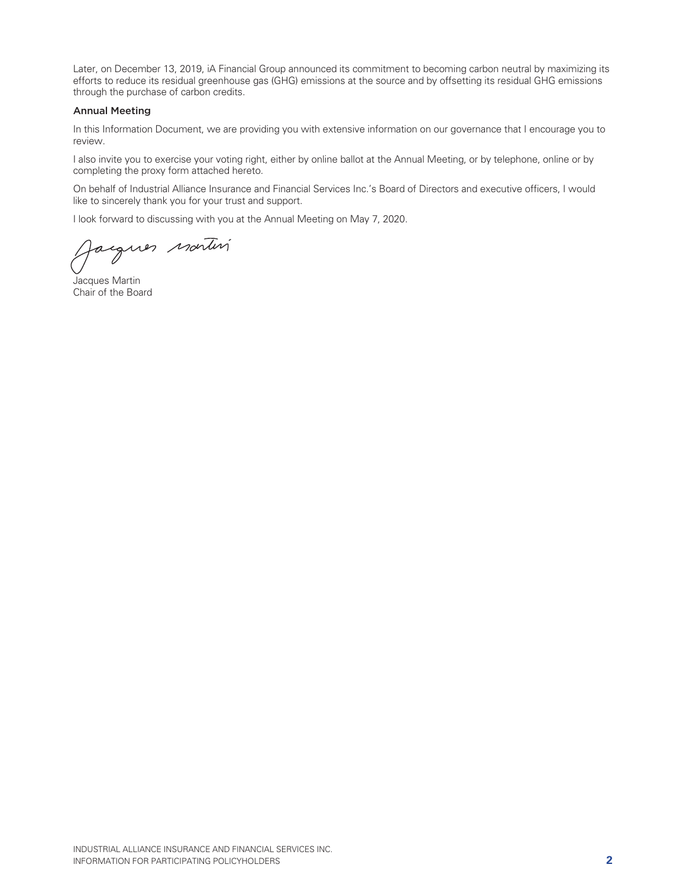Later, on December 13, 2019, iA Financial Group announced its commitment to becoming carbon neutral by maximizing its efforts to reduce its residual greenhouse gas (GHG) emissions at the source and by offsetting its residual GHG emissions through the purchase of carbon credits.

### Annual Meeting

In this Information Document, we are providing you with extensive information on our governance that I encourage you to review.

I also invite you to exercise your voting right, either by online ballot at the Annual Meeting, or by telephone, online or by completing the proxy form attached hereto.

On behalf of Industrial Alliance Insurance and Financial Services Inc.'s Board of Directors and executive officers, I would like to sincerely thank you for your trust and support.

I look forward to discussing with you at the Annual Meeting on May 7, 2020.

Jacques Martin
Chair of the Board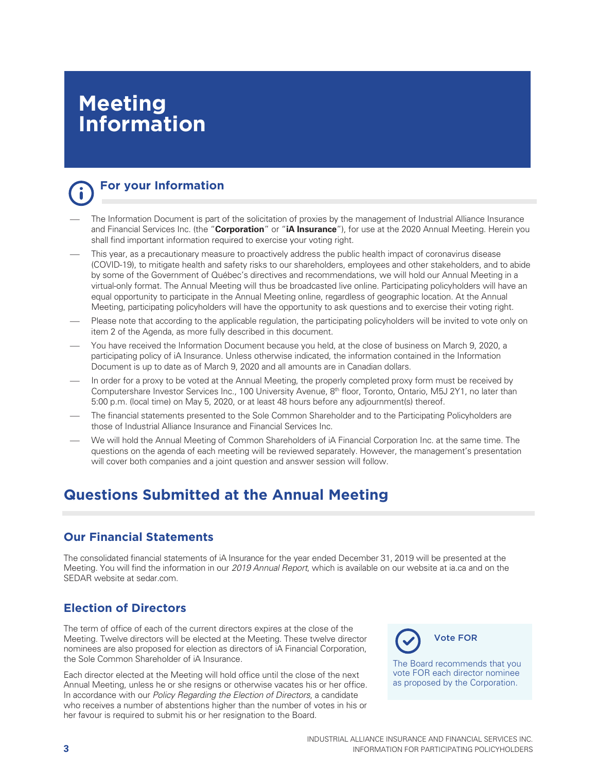# Meeting Information

## For your Information

- The Information Document is part of the solicitation of proxies by the management of Industrial Alliance Insurance and Financial Services Inc. (the "**Corporation**" or "**iA Insurance**"), for use at the 2020 Annual Meeting. Herein you shall find important information required to exercise your voting right.
- This year, as a precautionary measure to proactively address the public health impact of coronavirus disease (COVID-19), to mitigate health and safety risks to our shareholders, employees and other stakeholders, and to abide by some of the Government of Québec's directives and recommendations, we will hold our Annual Meeting in a virtual-only format. The Annual Meeting will thus be broadcasted live online. Participating policyholders will have an equal opportunity to participate in the Annual Meeting online, regardless of geographic location. At the Annual Meeting, participating policyholders will have the opportunity to ask questions and to exercise their voting right.
- Please note that according to the applicable regulation, the participating policyholders will be invited to vote only on item 2 of the Agenda, as more fully described in this document.
- You have received the Information Document because you held, at the close of business on March 9, 2020, a participating policy of iA Insurance. Unless otherwise indicated, the information contained in the Information Document is up to date as of March 9, 2020 and all amounts are in Canadian dollars.
- In order for a proxy to be voted at the Annual Meeting, the properly completed proxy form must be received by Computershare Investor Services Inc., 100 University Avenue, 8th floor, Toronto, Ontario, M5J 2Y1, no later than 5:00 p.m. (local time) on May 5, 2020, or at least 48 hours before any adjournment(s) thereof.
- The financial statements presented to the Sole Common Shareholder and to the Participating Policyholders are those of Industrial Alliance Insurance and Financial Services Inc.
- We will hold the Annual Meeting of Common Shareholders of iA Financial Corporation Inc. at the same time. The questions on the agenda of each meeting will be reviewed separately. However, the management's presentation will cover both companies and a joint question and answer session will follow.

## Questions Submitted at the Annual Meeting

### Our Financial Statements

The consolidated financial statements of iA Insurance for the year ended December 31, 2019 will be presented at the Meeting. You will find the information in our *2019 Annual Report*, which is available on our website at ia.ca and on the SEDAR website at sedar.com.

### Election of Directors

The term of office of each of the current directors expires at the close of the Meeting. Twelve directors will be elected at the Meeting. These twelve director nominees are also proposed for election as directors of iA Financial Corporation, the Sole Common Shareholder of iA Insurance.

Each director elected at the Meeting will hold office until the close of the next Annual Meeting, unless he or she resigns or otherwise vacates his or her office. In accordance with our *Policy Regarding the Election of Directors*, a candidate who receives a number of abstentions higher than the number of votes in his or her favour is required to submit his or her resignation to the Board.

**Vote FOR**

The Board recommends that you vote FOR each director nominee as proposed by the Corporation.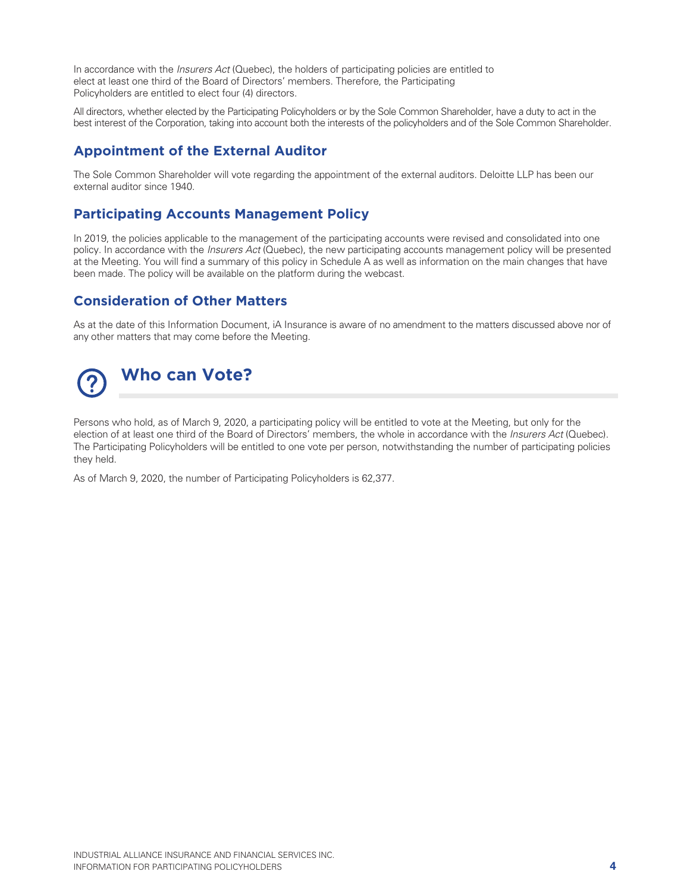In accordance with the *Insurers Act* (Quebec), the holders of participating policies are entitled to elect at least one third of the Board of Directors' members. Therefore, the Participating Policyholders are entitled to elect four (4) directors.

All directors, whether elected by the Participating Policyholders or by the Sole Common Shareholder, have a duty to act in the best interest of the Corporation, taking into account both the interests of the policyholders and of the Sole Common Shareholder.

## Appointment of the External Auditor

The Sole Common Shareholder will vote regarding the appointment of the external auditors. Deloitte LLP has been our external auditor since 1940.

## Participating Accounts Management Policy

In 2019, the policies applicable to the management of the participating accounts were revised and consolidated into one policy. In accordance with the *Insurers Act* (Quebec), the new participating accounts management policy will be presented at the Meeting. You will find a summary of this policy in Schedule A as well as information on the main changes that have been made. The policy will be available on the platform during the webcast.

## Consideration of Other Matters

As at the date of this Information Document, iA Insurance is aware of no amendment to the matters discussed above nor of any other matters that may come before the Meeting.

# Who can Vote?

Persons who hold, as of March 9, 2020, a participating policy will be entitled to vote at the Meeting, but only for the election of at least one third of the Board of Directors' members, the whole in accordance with the *Insurers Act* (Quebec). The Participating Policyholders will be entitled to one vote per person, notwithstanding the number of participating policies they held.

As of March 9, 2020, the number of Participating Policyholders is 62,377.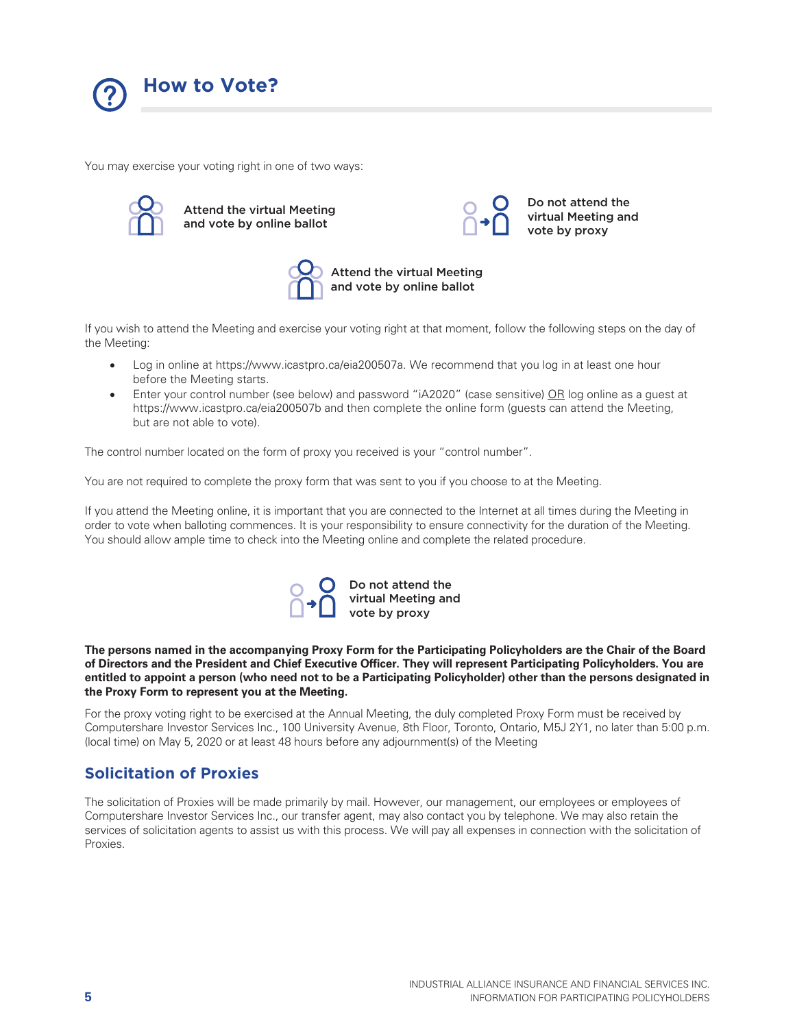# How to Vote?

You may exercise your voting right in one of two ways:

**Attend the virtual Meeting and vote by online ballot**

**Do not attend the virtual Meeting and vote by proxy**

### Attend the virtual Meeting and vote by online ballot

If you wish to attend the Meeting and exercise your voting right at that moment, follow the following steps on the day of the Meeting:

- Log in online at https://www.icastpro.ca/eia200507a. We recommend that you log in at least one hour before the Meeting starts.
- Enter your control number (see below) and password "iA2020" (case sensitive) OR log online as a guest at https://www.icastpro.ca/eia200507b and then complete the online form (guests can attend the Meeting, but are not able to vote).

The control number located on the form of proxy you received is your "control number".

You are not required to complete the proxy form that was sent to you if you choose to at the Meeting.

If you attend the Meeting online, it is important that you are connected to the Internet at all times during the Meeting in order to vote when balloting commences. It is your responsibility to ensure connectivity for the duration of the Meeting. You should allow ample time to check into the Meeting online and complete the related procedure.

### Do not attend the virtual Meeting and vote by proxy

**The persons named in the accompanying Proxy Form for the Participating Policyholders are the Chair of the Board of Directors and the President and Chief Executive Officer. They will represent Participating Policyholders. You are entitled to appoint a person (who need not to be a Participating Policyholder) other than the persons designated in the Proxy Form to represent you at the Meeting.**

For the proxy voting right to be exercised at the Annual Meeting, the duly completed Proxy Form must be received by Computershare Investor Services Inc., 100 University Avenue, 8th Floor, Toronto, Ontario, M5J 2Y1, no later than 5:00 p.m. (local time) on May 5, 2020 or at least 48 hours before any adjournment(s) of the Meeting

## Solicitation of Proxies

The solicitation of Proxies will be made primarily by mail. However, our management, our employees or employees of Computershare Investor Services Inc., our transfer agent, may also contact you by telephone. We may also retain the services of solicitation agents to assist us with this process. We will pay all expenses in connection with the solicitation of Proxies.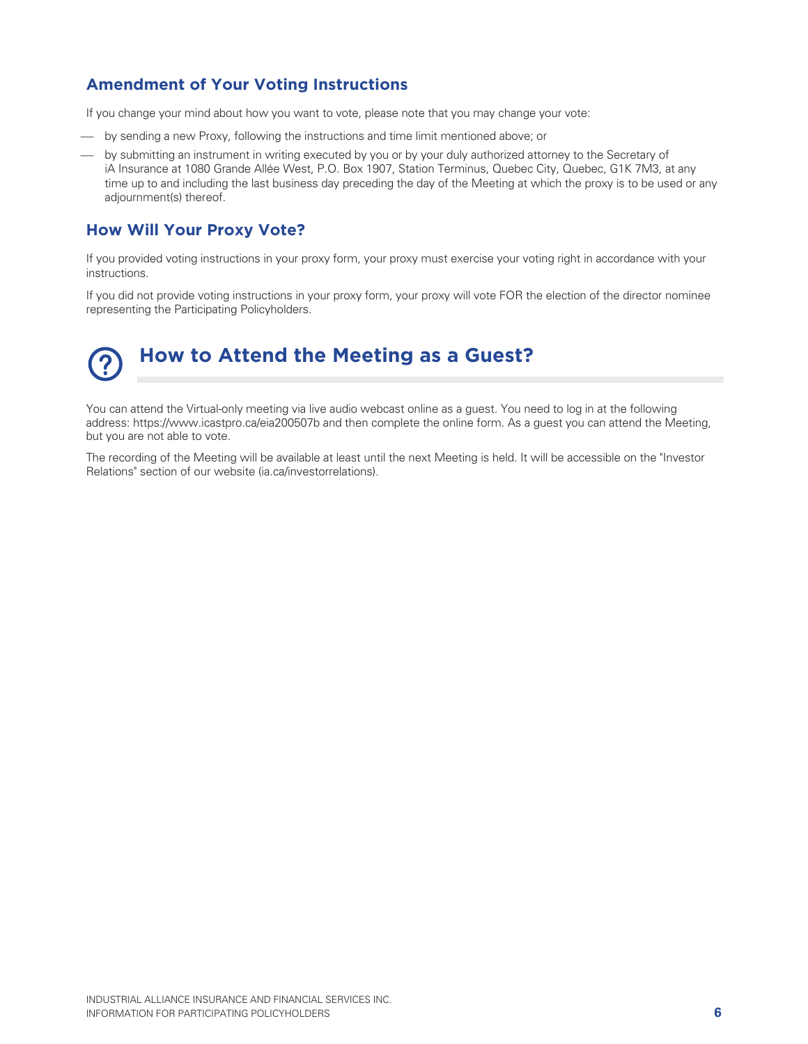### Amendment of Your Voting Instructions

If you change your mind about how you want to vote, please note that you may change your vote:

- by sending a new Proxy, following the instructions and time limit mentioned above; or
- by submitting an instrument in writing executed by you or by your duly authorized attorney to the Secretary of iA Insurance at 1080 Grande Allée West, P.O. Box 1907, Station Terminus, Quebec City, Quebec, G1K 7M3, at any time up to and including the last business day preceding the day of the Meeting at which the proxy is to be used or any adjournment(s) thereof.

### How Will Your Proxy Vote?

If you provided voting instructions in your proxy form, your proxy must exercise your voting right in accordance with your instructions.

If you did not provide voting instructions in your proxy form, your proxy will vote FOR the election of the director nominee representing the Participating Policyholders.

## How to Attend the Meeting as a Guest?

You can attend the Virtual-only meeting via live audio webcast online as a guest. You need to log in at the following address: https://www.icastpro.ca/eia200507b and then complete the online form. As a guest you can attend the Meeting, but you are not able to vote.

The recording of the Meeting will be available at least until the next Meeting is held. It will be accessible on the "Investor Relations" section of our website (ia.ca/investorrelations).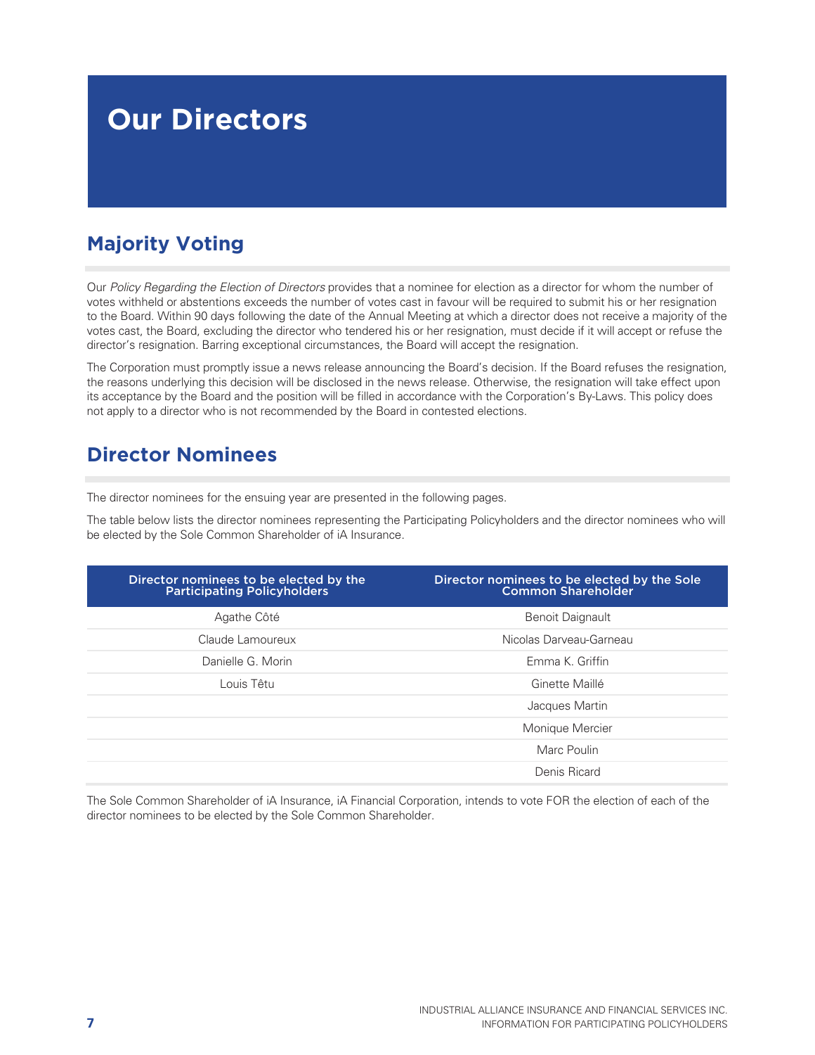# Our Directors

## Majority Voting

Our *Policy Regarding the Election of Directors* provides that a nominee for election as a director for whom the number of votes withheld or abstentions exceeds the number of votes cast in favour will be required to submit his or her resignation to the Board. Within 90 days following the date of the Annual Meeting at which a director does not receive a majority of the votes cast, the Board, excluding the director who tendered his or her resignation, must decide if it will accept or refuse the director's resignation. Barring exceptional circumstances, the Board will accept the resignation.

The Corporation must promptly issue a news release announcing the Board's decision. If the Board refuses the resignation, the reasons underlying this decision will be disclosed in the news release. Otherwise, the resignation will take effect upon its acceptance by the Board and the position will be filled in accordance with the Corporation's By-Laws. This policy does not apply to a director who is not recommended by the Board in contested elections.

## Director Nominees

The director nominees for the ensuing year are presented in the following pages.

The table below lists the director nominees representing the Participating Policyholders and the director nominees who will be elected by the Sole Common Shareholder of iA Insurance.

| Director nominees to be elected by the Participating Policyholders | Director nominees to be elected by the Sole Common Shareholder |
|---|---|
| Agathe Côté | Benoit Daignault |
| Claude Lamoureux | Nicolas Darveau-Garneau |
| Danielle G. Morin | Emma K. Griffin |
| Louis Têtu | Ginette Maillé |
| | Jacques Martin |
| | Monique Mercier |
| | Marc Poulin |
| | Denis Ricard |

The Sole Common Shareholder of iA Insurance, iA Financial Corporation, intends to vote FOR the election of each of the director nominees to be elected by the Sole Common Shareholder.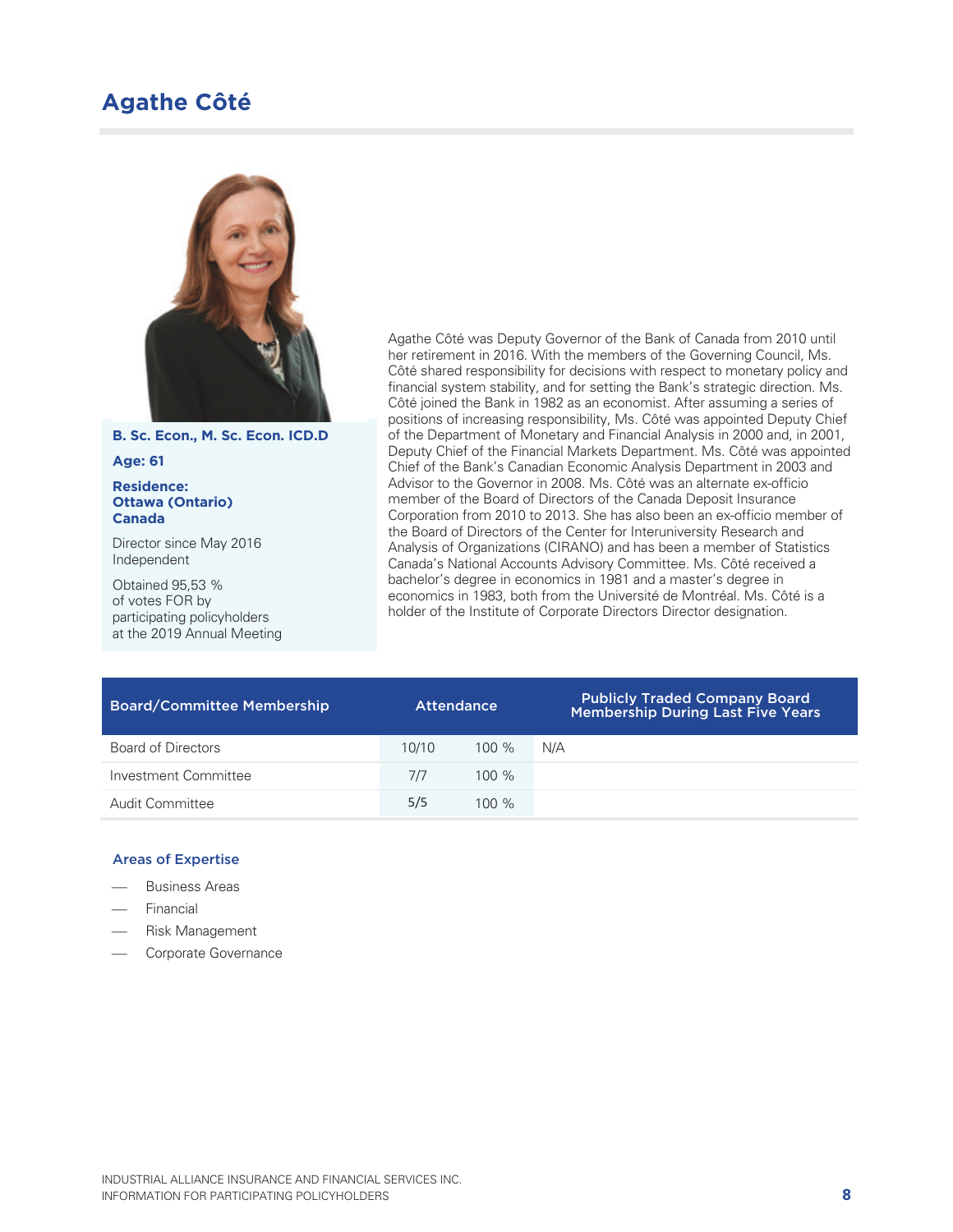## Agathe Côté

**B. Sc. Econ., M. Sc. Econ. ICD.D**

**Age: 61**

**Residence:**
**Ottawa (Ontario)**
**Canada**

Director since May 2016
Independent

Obtained 95,53 %
of votes FOR by
participating policyholders
at the 2019 Annual Meeting

Agathe Côté was Deputy Governor of the Bank of Canada from 2010 until her retirement in 2016. With the members of the Governing Council, Ms. Côté shared responsibility for decisions with respect to monetary policy and financial system stability, and for setting the Bank's strategic direction. Ms. Côté joined the Bank in 1982 as an economist. After assuming a series of positions of increasing responsibility, Ms. Côté was appointed Deputy Chief of the Department of Monetary and Financial Analysis in 2000 and, in 2001, Deputy Chief of the Financial Markets Department. Ms. Côté was appointed Chief of the Bank's Canadian Economic Analysis Department in 2003 and Advisor to the Governor in 2008. Ms. Côté was an alternate ex-officio member of the Board of Directors of the Canada Deposit Insurance Corporation from 2010 to 2013. She has also been an ex-officio member of the Board of Directors of the Center for Interuniversity Research and Analysis of Organizations (CIRANO) and has been a member of Statistics Canada's National Accounts Advisory Committee. Ms. Côté received a bachelor's degree in economics in 1981 and a master's degree in economics in 1983, both from the Université de Montréal. Ms. Côté is a holder of the Institute of Corporate Directors Director designation.

| Board/Committee Membership | Attendance | | Publicly Traded Company Board Membership During Last Five Years |
|---|---|---|---|
| Board of Directors | 10/10 | 100 % | N/A |
| Investment Committee | 7/7 | 100 % | |
| Audit Committee | 5/5 | 100 % | |

### Areas of Expertise

- Business Areas
- Financial
- Risk Management
- Corporate Governance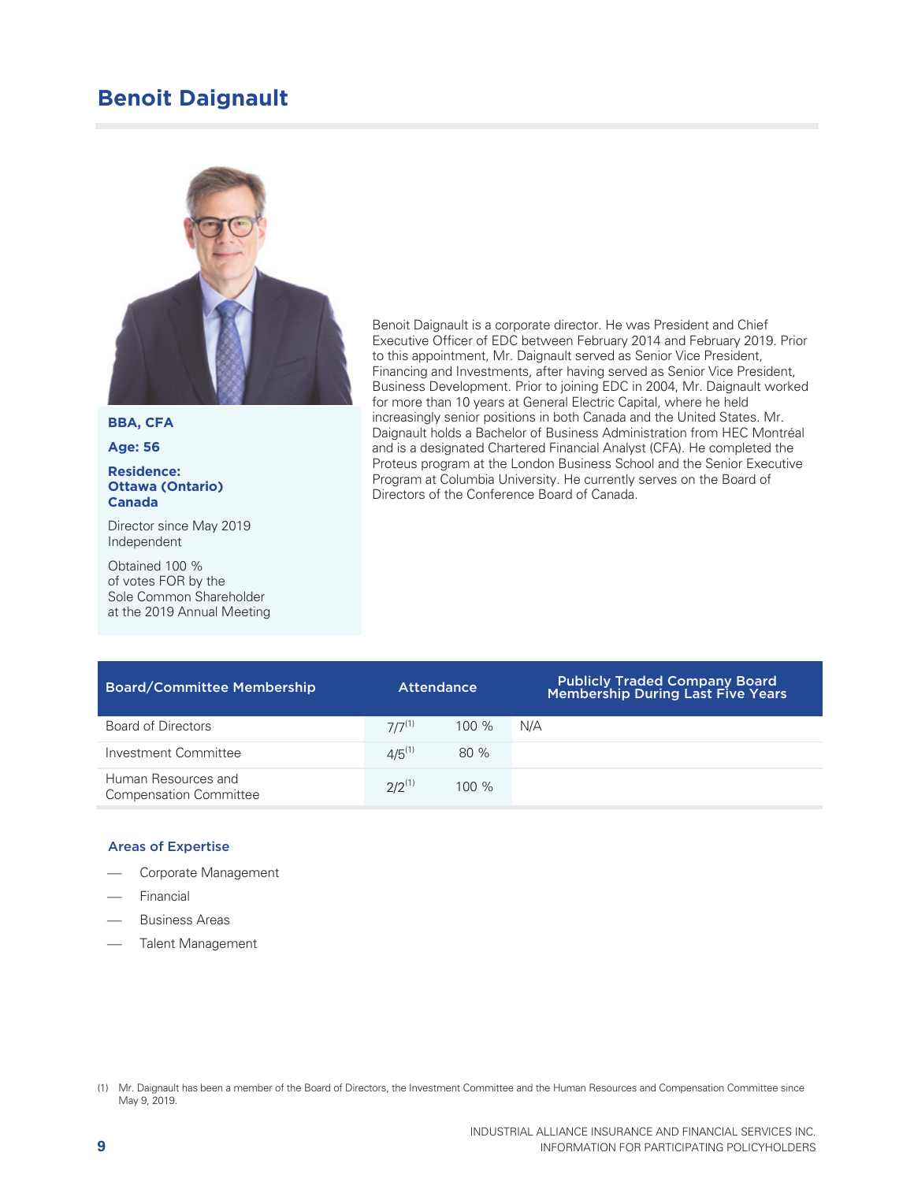## Benoit Daignault

**BBA, CFA**

**Age: 56**

**Residence: Ottawa (Ontario) Canada**

Director since May 2019
Independent

Obtained 100 % of votes FOR by the Sole Common Shareholder at the 2019 Annual Meeting

Benoit Daignault is a corporate director. He was President and Chief Executive Officer of EDC between February 2014 and February 2019. Prior to this appointment, Mr. Daignault served as Senior Vice President, Financing and Investments, after having served as Senior Vice President, Business Development. Prior to joining EDC in 2004, Mr. Daignault worked for more than 10 years at General Electric Capital, where he held increasingly senior positions in both Canada and the United States. Mr. Daignault holds a Bachelor of Business Administration from HEC Montréal and is a designated Chartered Financial Analyst (CFA). He completed the Proteus program at the London Business School and the Senior Executive Program at Columbia University. He currently serves on the Board of Directors of the Conference Board of Canada.

| Board/Committee Membership | Attendance | | Publicly Traded Company Board Membership During Last Five Years |
|---|---|---|---|
| Board of Directors | 7/7[1] | 100 % | N/A |
| Investment Committee | 4/5[1] | 80 % | |
| Human Resources and Compensation Committee | 2/2[1] | 100 % | |

### Areas of Expertise

- Corporate Management
- Financial
- Business Areas
- Talent Management

(1) Mr. Daignault has been a member of the Board of Directors, the Investment Committee and the Human Resources and Compensation Committee since May 9, 2019.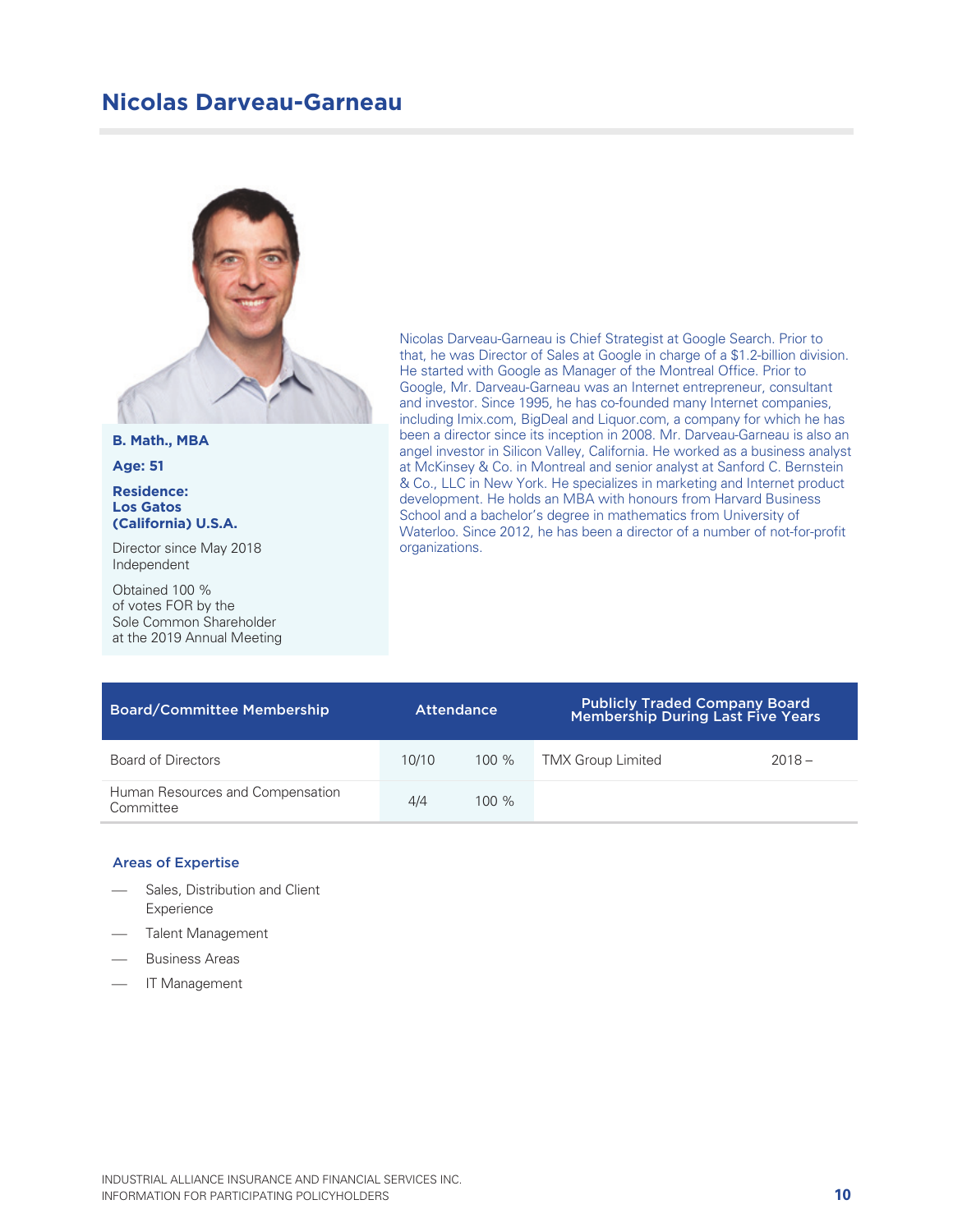## Nicolas Darveau-Garneau

**B. Math., MBA**

**Age: 51**

**Residence: Los Gatos (California) U.S.A.**

Director since May 2018
Independent

Obtained 100 % of votes FOR by the Sole Common Shareholder at the 2019 Annual Meeting

Nicolas Darveau-Garneau is Chief Strategist at Google Search. Prior to that, he was Director of Sales at Google in charge of a $1.2-billion division. He started with Google as Manager of the Montreal Office. Prior to Google, Mr. Darveau-Garneau was an Internet entrepreneur, consultant and investor. Since 1995, he has co-founded many Internet companies, including Imix.com, BigDeal and Liquor.com, a company for which he has been a director since its inception in 2008. Mr. Darveau-Garneau is also an angel investor in Silicon Valley, California. He worked as a business analyst at McKinsey & Co. in Montreal and senior analyst at Sanford C. Bernstein & Co., LLC in New York. He specializes in marketing and Internet product development. He holds an MBA with honours from Harvard Business School and a bachelor's degree in mathematics from University of Waterloo. Since 2012, he has been a director of a number of not-for-profit organizations.

| Board/Committee Membership | Attendance | | Publicly Traded Company Board Membership During Last Five Years | |
|---|---|---|---|---|
| Board of Directors | 10/10 | 100 % | TMX Group Limited | 2018 – |
| Human Resources and Compensation Committee | 4/4 | 100 % | | |

### Areas of Expertise

- Sales, Distribution and Client Experience
- Talent Management
- Business Areas
- IT Management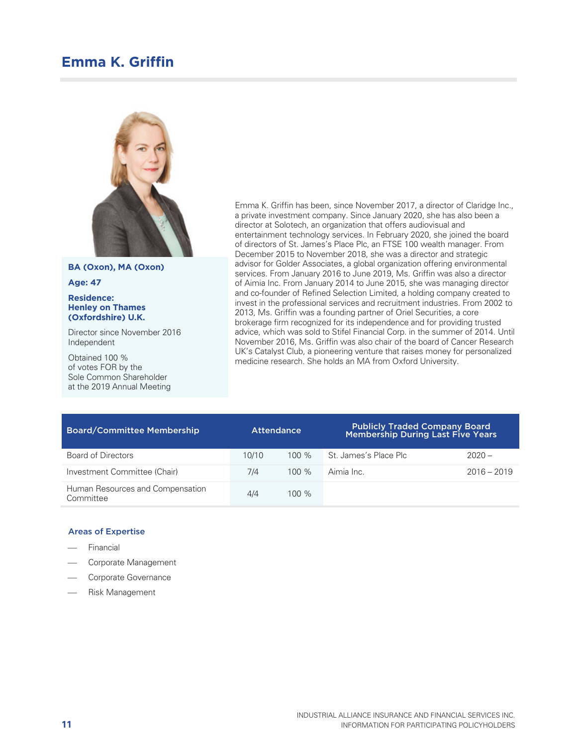# Emma K. Griffin

**BA (Oxon), MA (Oxon)**

**Age: 47**

**Residence: Henley on Thames (Oxfordshire) U.K.**

Director since November 2016
Independent

Obtained 100 % of votes FOR by the Sole Common Shareholder at the 2019 Annual Meeting

Emma K. Griffin has been, since November 2017, a director of Claridge Inc., a private investment company. Since January 2020, she has also been a director at Solotech, an organization that offers audiovisual and entertainment technology services. In February 2020, she joined the board of directors of St. James's Place Plc, an FTSE 100 wealth manager. From December 2015 to November 2018, she was a director and strategic advisor for Golder Associates, a global organization offering environmental services. From January 2016 to June 2019, Ms. Griffin was also a director of Aimia Inc. From January 2014 to June 2015, she was managing director and co-founder of Refined Selection Limited, a holding company created to invest in the professional services and recruitment industries. From 2002 to 2013, Ms. Griffin was a founding partner of Oriel Securities, a core brokerage firm recognized for its independence and for providing trusted advice, which was sold to Stifel Financial Corp. in the summer of 2014. Until November 2016, Ms. Griffin was also chair of the board of Cancer Research UK's Catalyst Club, a pioneering venture that raises money for personalized medicine research. She holds an MA from Oxford University.

| Board/Committee Membership | Attendance | | Publicly Traded Company Board Membership During Last Five Years | |
|---|---|---|---|---|
| Board of Directors | 10/10 | 100 % | St. James's Place Plc | 2020 – |
| Investment Committee (Chair) | 7/4 | 100 % | Aimia Inc. | 2016 – 2019 |
| Human Resources and Compensation Committee | 4/4 | 100 % | | |

### Areas of Expertise

- Financial
- Corporate Management
- Corporate Governance
- Risk Management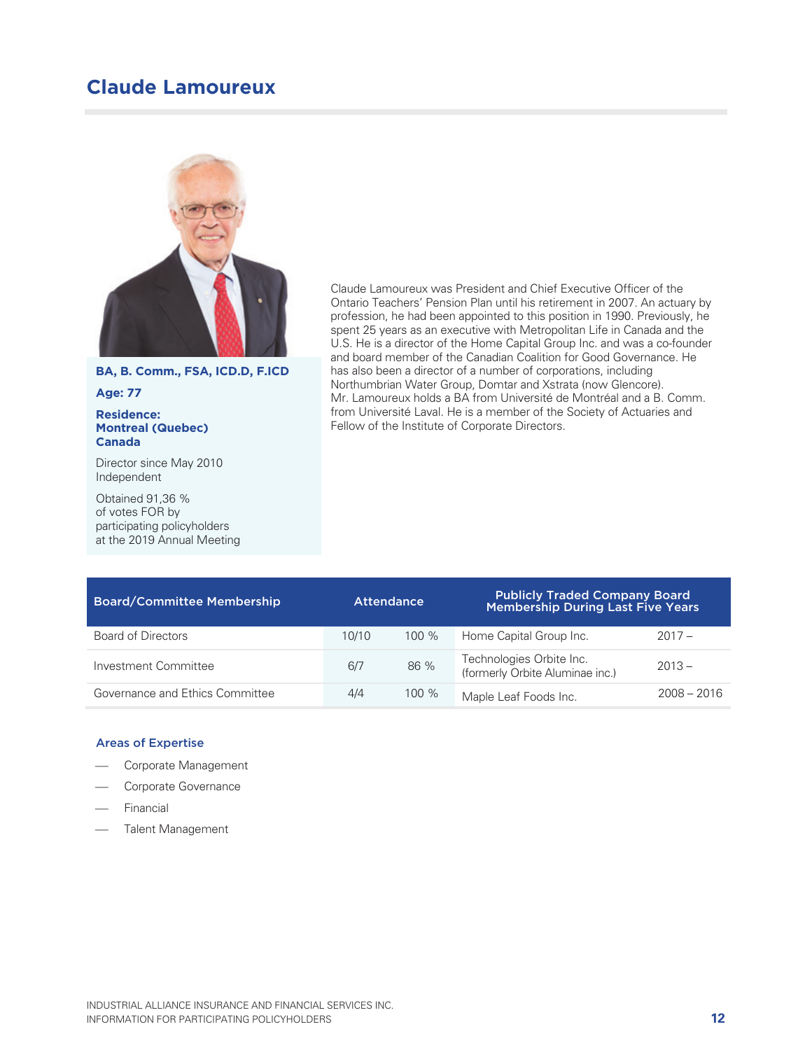## Claude Lamoureux

**BA, B. Comm., FSA, ICD.D, F.ICD**

**Age: 77**

**Residence: Montreal (Quebec) Canada**

Director since May 2010
Independent

Obtained 91,36 % of votes FOR by participating policyholders at the 2019 Annual Meeting

Claude Lamoureux was President and Chief Executive Officer of the Ontario Teachers' Pension Plan until his retirement in 2007. An actuary by profession, he had been appointed to this position in 1990. Previously, he spent 25 years as an executive with Metropolitan Life in Canada and the U.S. He is a director of the Home Capital Group Inc. and was a co-founder and board member of the Canadian Coalition for Good Governance. He has also been a director of a number of corporations, including Northumbrian Water Group, Domtar and Xstrata (now Glencore). Mr. Lamoureux holds a BA from Université de Montréal and a B. Comm. from Université Laval. He is a member of the Society of Actuaries and Fellow of the Institute of Corporate Directors.

| Board/Committee Membership | Attendance | | Publicly Traded Company Board Membership During Last Five Years | |
|---|---|---|---|---|
| Board of Directors | 10/10 | 100 % | Home Capital Group Inc. | 2017 – |
| Investment Committee | 6/7 | 86 % | Technologies Orbite Inc. (formerly Orbite Aluminae inc.) | 2013 – |
| Governance and Ethics Committee | 4/4 | 100 % | Maple Leaf Foods Inc. | 2008 – 2016 |

### Areas of Expertise

- Corporate Management
- Corporate Governance
- Financial
- Talent Management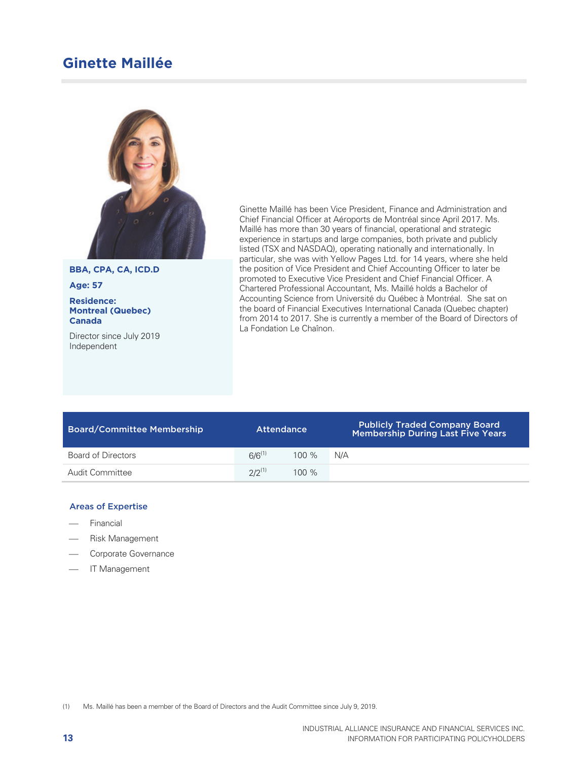# Ginette Maillée

**BBA, CPA, CA, ICD.D**

**Age: 57**

**Residence: Montreal (Quebec) Canada**

Director since July 2019
Independent

Ginette Maillé has been Vice President, Finance and Administration and Chief Financial Officer at Aéroports de Montréal since April 2017. Ms. Maillé has more than 30 years of financial, operational and strategic experience in startups and large companies, both private and publicly listed (TSX and NASDAQ), operating nationally and internationally. In particular, she was with Yellow Pages Ltd. for 14 years, where she held the position of Vice President and Chief Accounting Officer to later be promoted to Executive Vice President and Chief Financial Officer. A Chartered Professional Accountant, Ms. Maillé holds a Bachelor of Accounting Science from Université du Québec à Montréal. She sat on the board of Financial Executives International Canada (Quebec chapter) from 2014 to 2017. She is currently a member of the Board of Directors of La Fondation Le Chaînon.

| Board/Committee Membership | Attendance | | Publicly Traded Company Board Membership During Last Five Years |
|---|---|---|---|
| Board of Directors | 6/6[1] | 100 % | N/A |
| Audit Committee | 2/2[1] | 100 % | |

### Areas of Expertise

- Financial
- Risk Management
- Corporate Governance
- IT Management

(1) Ms. Maillé has been a member of the Board of Directors and the Audit Committee since July 9, 2019.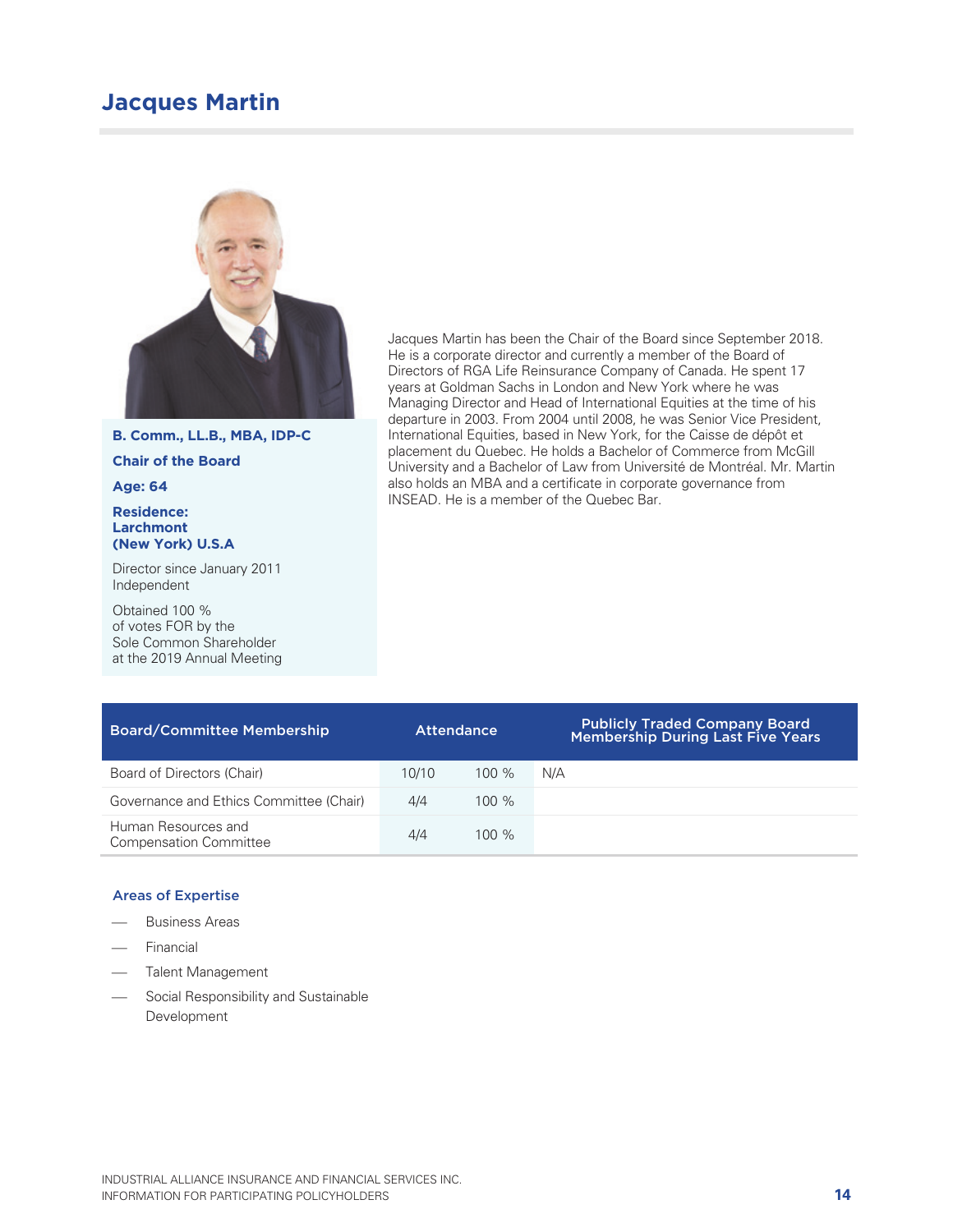# Jacques Martin

**B. Comm., LL.B., MBA, IDP-C**

**Chair of the Board**

**Age: 64**

**Residence: Larchmont (New York) U.S.A**

Director since January 2011
Independent

Obtained 100 % of votes FOR by the Sole Common Shareholder at the 2019 Annual Meeting

Jacques Martin has been the Chair of the Board since September 2018. He is a corporate director and currently a member of the Board of Directors of RGA Life Reinsurance Company of Canada. He spent 17 years at Goldman Sachs in London and New York where he was Managing Director and Head of International Equities at the time of his departure in 2003. From 2004 until 2008, he was Senior Vice President, International Equities, based in New York, for the Caisse de dépôt et placement du Quebec. He holds a Bachelor of Commerce from McGill University and a Bachelor of Law from Université de Montréal. Mr. Martin also holds an MBA and a certificate in corporate governance from INSEAD. He is a member of the Quebec Bar.

| Board/Committee Membership | Attendance | | Publicly Traded Company Board Membership During Last Five Years |
|---|---|---|---|
| Board of Directors (Chair) | 10/10 | 100 % | N/A |
| Governance and Ethics Committee (Chair) | 4/4 | 100 % | |
| Human Resources and Compensation Committee | 4/4 | 100 % | |

### Areas of Expertise

- Business Areas
- Financial
- Talent Management
- Social Responsibility and Sustainable Development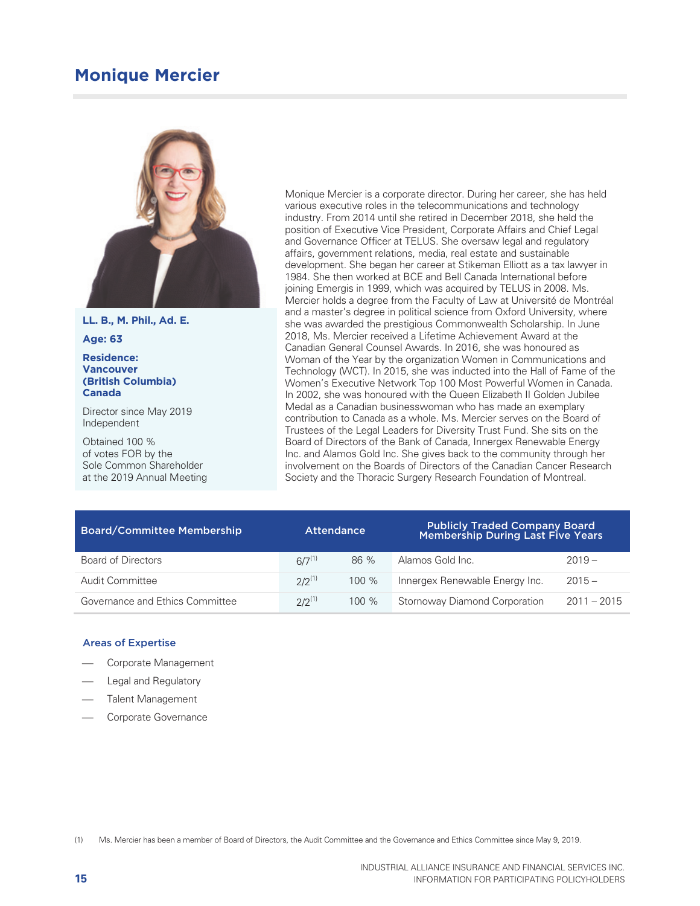## Monique Mercier

**LL. B., M. Phil., Ad. E.**

**Age: 63**

**Residence: Vancouver (British Columbia) Canada**

Director since May 2019
Independent

Obtained 100 % of votes FOR by the Sole Common Shareholder at the 2019 Annual Meeting

Monique Mercier is a corporate director. During her career, she has held various executive roles in the telecommunications and technology industry. From 2014 until she retired in December 2018, she held the position of Executive Vice President, Corporate Affairs and Chief Legal and Governance Officer at TELUS. She oversaw legal and regulatory affairs, government relations, media, real estate and sustainable development. She began her career at Stikeman Elliott as a tax lawyer in 1984. She then worked at BCE and Bell Canada International before joining Emergis in 1999, which was acquired by TELUS in 2008. Ms. Mercier holds a degree from the Faculty of Law at Université de Montréal and a master's degree in political science from Oxford University, where she was awarded the prestigious Commonwealth Scholarship. In June 2018, Ms. Mercier received a Lifetime Achievement Award at the Canadian General Counsel Awards. In 2016, she was honoured as Woman of the Year by the organization Women in Communications and Technology (WCT). In 2015, she was inducted into the Hall of Fame of the Women's Executive Network Top 100 Most Powerful Women in Canada. In 2002, she was honoured with the Queen Elizabeth II Golden Jubilee Medal as a Canadian businesswoman who has made an exemplary contribution to Canada as a whole. Ms. Mercier serves on the Board of Trustees of the Legal Leaders for Diversity Trust Fund. She sits on the Board of Directors of the Bank of Canada, Innergex Renewable Energy Inc. and Alamos Gold Inc. She gives back to the community through her involvement on the Boards of Directors of the Canadian Cancer Research Society and the Thoracic Surgery Research Foundation of Montreal.

| Board/Committee Membership | Attendance | | Publicly Traded Company Board Membership During Last Five Years | |
|---|---|---|---|---|
| Board of Directors | 6/7[(1)] | 86 % | Alamos Gold Inc. | 2019 – |
| Audit Committee | 2/2[(1)] | 100 % | Innergex Renewable Energy Inc. | 2015 – |
| Governance and Ethics Committee | 2/2[(1)] | 100 % | Stornoway Diamond Corporation | 2011 – 2015 |

### Areas of Expertise

- Corporate Management
- Legal and Regulatory
- Talent Management
- Corporate Governance

(1) Ms. Mercier has been a member of Board of Directors, the Audit Committee and the Governance and Ethics Committee since May 9, 2019.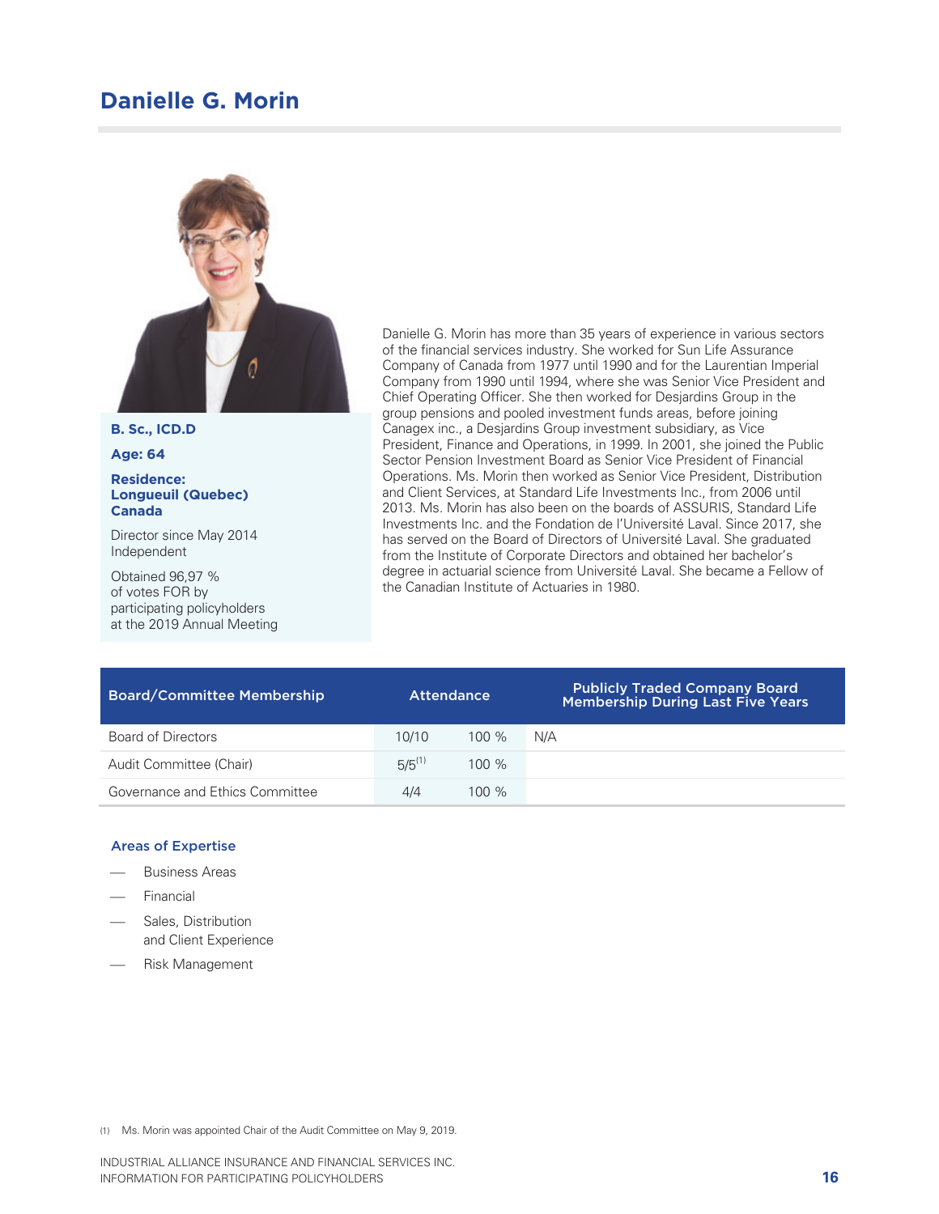## Danielle G. Morin

**B. Sc., ICD.D**

**Age: 64**

**Residence:**
**Longueuil (Quebec)**
**Canada**

Director since May 2014
Independent

Obtained 96,97 %
of votes FOR by
participating policyholders
at the 2019 Annual Meeting

Danielle G. Morin has more than 35 years of experience in various sectors of the financial services industry. She worked for Sun Life Assurance Company of Canada from 1977 until 1990 and for the Laurentian Imperial Company from 1990 until 1994, where she was Senior Vice President and Chief Operating Officer. She then worked for Desjardins Group in the group pensions and pooled investment funds areas, before joining Canagex inc., a Desjardins Group investment subsidiary, as Vice President, Finance and Operations, in 1999. In 2001, she joined the Public Sector Pension Investment Board as Senior Vice President of Financial Operations. Ms. Morin then worked as Senior Vice President, Distribution and Client Services, at Standard Life Investments Inc., from 2006 until 2013. Ms. Morin has also been on the boards of ASSURIS, Standard Life Investments Inc. and the Fondation de l'Université Laval. Since 2017, she has served on the Board of Directors of Université Laval. She graduated from the Institute of Corporate Directors and obtained her bachelor's degree in actuarial science from Université Laval. She became a Fellow of the Canadian Institute of Actuaries in 1980.

| Board/Committee Membership | Attendance | | Publicly Traded Company Board Membership During Last Five Years |
|---|---|---|---|
| Board of Directors | 10/10 | 100 % | N/A |
| Audit Committee (Chair) | 5/5[1] | 100 % | |
| Governance and Ethics Committee | 4/4 | 100 % | |

### Areas of Expertise

- Business Areas
- Financial
- Sales, Distribution and Client Experience
- Risk Management

(1) Ms. Morin was appointed Chair of the Audit Committee on May 9, 2019.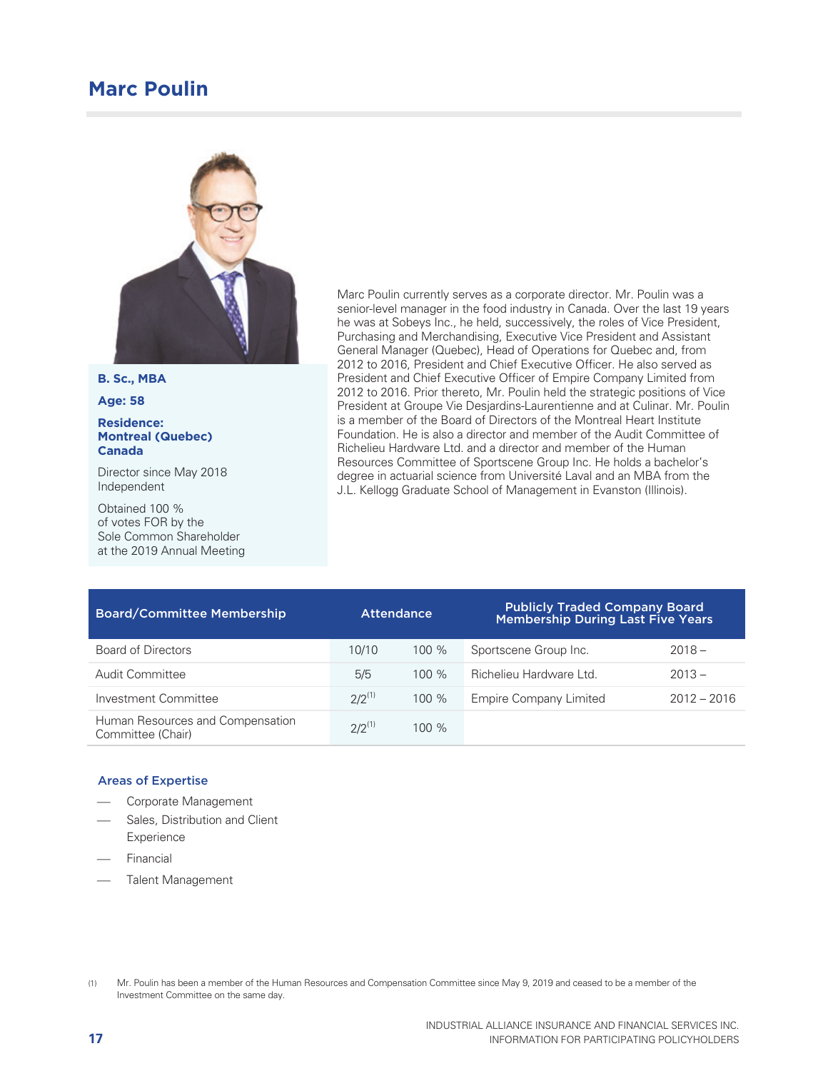# Marc Poulin

**B. Sc., MBA**

**Age: 58**

**Residence: Montreal (Quebec) Canada**

Director since May 2018
Independent

Obtained 100 % of votes FOR by the Sole Common Shareholder at the 2019 Annual Meeting

Marc Poulin currently serves as a corporate director. Mr. Poulin was a senior-level manager in the food industry in Canada. Over the last 19 years he was at Sobeys Inc., he held, successively, the roles of Vice President, Purchasing and Merchandising, Executive Vice President and Assistant General Manager (Quebec), Head of Operations for Quebec and, from 2012 to 2016, President and Chief Executive Officer. He also served as President and Chief Executive Officer of Empire Company Limited from 2012 to 2016. Prior thereto, Mr. Poulin held the strategic positions of Vice President at Groupe Vie Desjardins-Laurentienne and at Culinar. Mr. Poulin is a member of the Board of Directors of the Montreal Heart Institute Foundation. He is also a director and member of the Audit Committee of Richelieu Hardware Ltd. and a director and member of the Human Resources Committee of Sportscene Group Inc. He holds a bachelor's degree in actuarial science from Université Laval and an MBA from the J.L. Kellogg Graduate School of Management in Evanston (Illinois).

| Board/Committee Membership | Attendance | | Publicly Traded Company Board Membership During Last Five Years | |
|---|---|---|---|---|
| Board of Directors | 10/10 | 100 % | Sportscene Group Inc. | 2018 – |
| Audit Committee | 5/5 | 100 % | Richelieu Hardware Ltd. | 2013 – |
| Investment Committee | 2/2[(1)] | 100 % | Empire Company Limited | 2012 – 2016 |
| Human Resources and Compensation Committee (Chair) | 2/2[(1)] | 100 % | | |

### Areas of Expertise

- Corporate Management
- Sales, Distribution and Client Experience
- Financial
- Talent Management

(1) Mr. Poulin has been a member of the Human Resources and Compensation Committee since May 9, 2019 and ceased to be a member of the Investment Committee on the same day.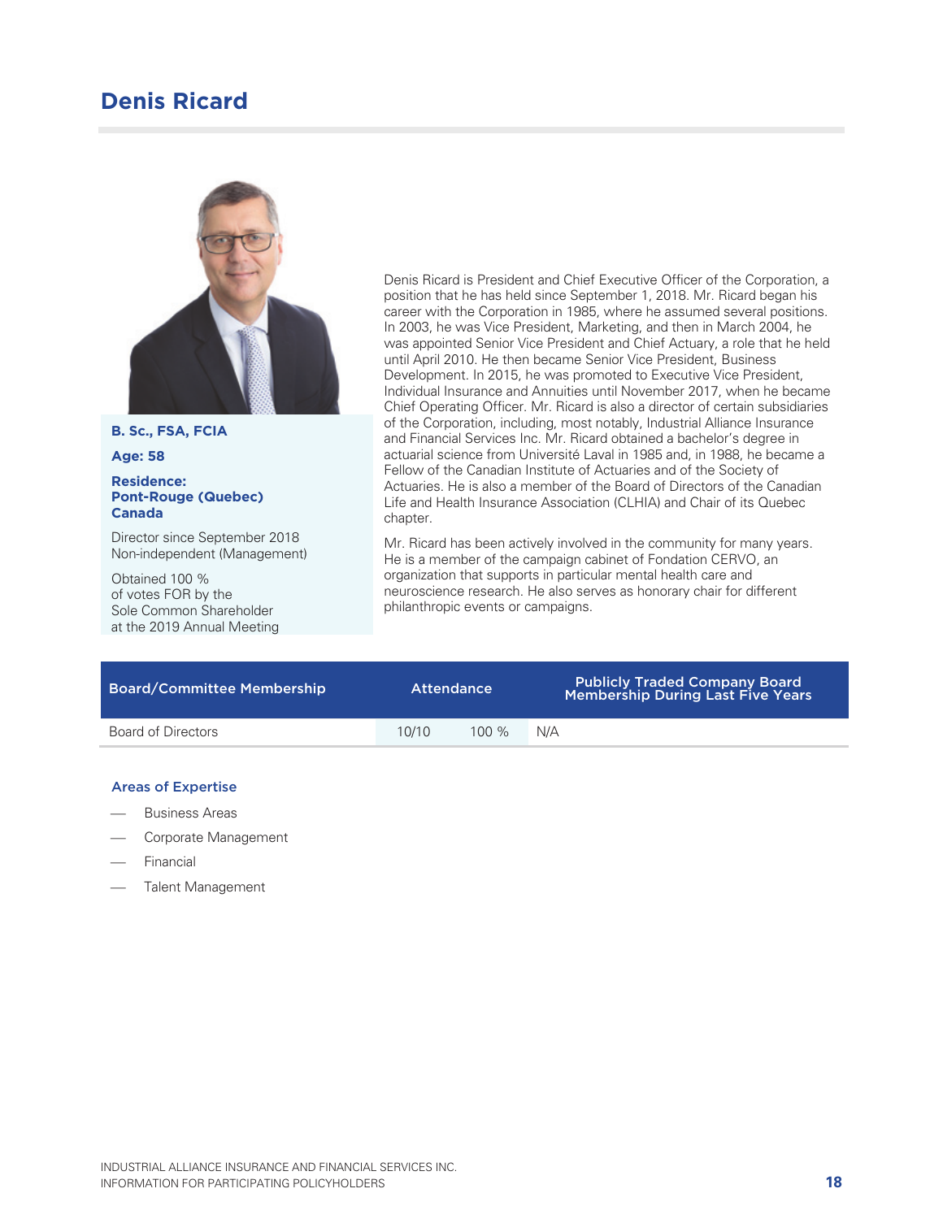## Denis Ricard

**B. Sc., FSA, FCIA**

**Age: 58**

**Residence: Pont-Rouge (Quebec) Canada**

Director since September 2018
Non-independent (Management)

Obtained 100 % of votes FOR by the Sole Common Shareholder at the 2019 Annual Meeting

Denis Ricard is President and Chief Executive Officer of the Corporation, a position that he has held since September 1, 2018. Mr. Ricard began his career with the Corporation in 1985, where he assumed several positions. In 2003, he was Vice President, Marketing, and then in March 2004, he was appointed Senior Vice President and Chief Actuary, a role that he held until April 2010. He then became Senior Vice President, Business Development. In 2015, he was promoted to Executive Vice President, Individual Insurance and Annuities until November 2017, when he became Chief Operating Officer. Mr. Ricard is also a director of certain subsidiaries of the Corporation, including, most notably, Industrial Alliance Insurance and Financial Services Inc. Mr. Ricard obtained a bachelor's degree in actuarial science from Université Laval in 1985 and, in 1988, he became a Fellow of the Canadian Institute of Actuaries and of the Society of Actuaries. He is also a member of the Board of Directors of the Canadian Life and Health Insurance Association (CLHIA) and Chair of its Quebec chapter.

Mr. Ricard has been actively involved in the community for many years. He is a member of the campaign cabinet of Fondation CERVO, an organization that supports in particular mental health care and neuroscience research. He also serves as honorary chair for different philanthropic events or campaigns.

| Board/Committee Membership | Attendance | | Publicly Traded Company Board Membership During Last Five Years |
|---|---|---|---|
| Board of Directors | 10/10 | 100 % | N/A |

**Areas of Expertise**

- Business Areas
- Corporate Management
- Financial
- Talent Management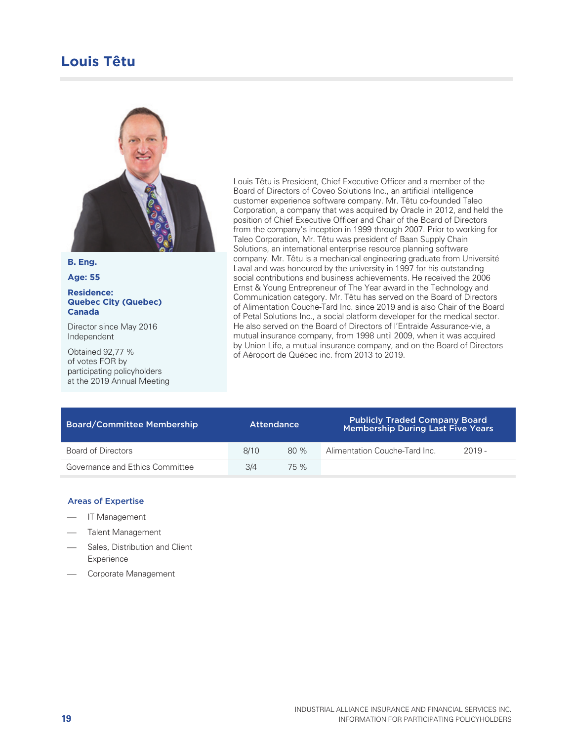# Louis Têtu

**B. Eng.**

**Age: 55**

**Residence: Quebec City (Quebec) Canada**

Director since May 2016
Independent

Obtained 92,77 % of votes FOR by participating policyholders at the 2019 Annual Meeting

Louis Têtu is President, Chief Executive Officer and a member of the Board of Directors of Coveo Solutions Inc., an artificial intelligence customer experience software company. Mr. Têtu co-founded Taleo Corporation, a company that was acquired by Oracle in 2012, and held the position of Chief Executive Officer and Chair of the Board of Directors from the company's inception in 1999 through 2007. Prior to working for Taleo Corporation, Mr. Têtu was president of Baan Supply Chain Solutions, an international enterprise resource planning software company. Mr. Têtu is a mechanical engineering graduate from Université Laval and was honoured by the university in 1997 for his outstanding social contributions and business achievements. He received the 2006 Ernst & Young Entrepreneur of The Year award in the Technology and Communication category. Mr. Têtu has served on the Board of Directors of Alimentation Couche-Tard Inc. since 2019 and is also Chair of the Board of Petal Solutions Inc., a social platform developer for the medical sector. He also served on the Board of Directors of l'Entraide Assurance-vie, a mutual insurance company, from 1998 until 2009, when it was acquired by Union Life, a mutual insurance company, and on the Board of Directors of Aéroport de Québec inc. from 2013 to 2019.

| Board/Committee Membership | Attendance | | Publicly Traded Company Board Membership During Last Five Years | |
|---|---|---|---|---|
| Board of Directors | 8/10 | 80 % | Alimentation Couche-Tard Inc. | 2019 - |
| Governance and Ethics Committee | 3/4 | 75 % | | |

### Areas of Expertise

- IT Management
- Talent Management
- Sales, Distribution and Client Experience
- Corporate Management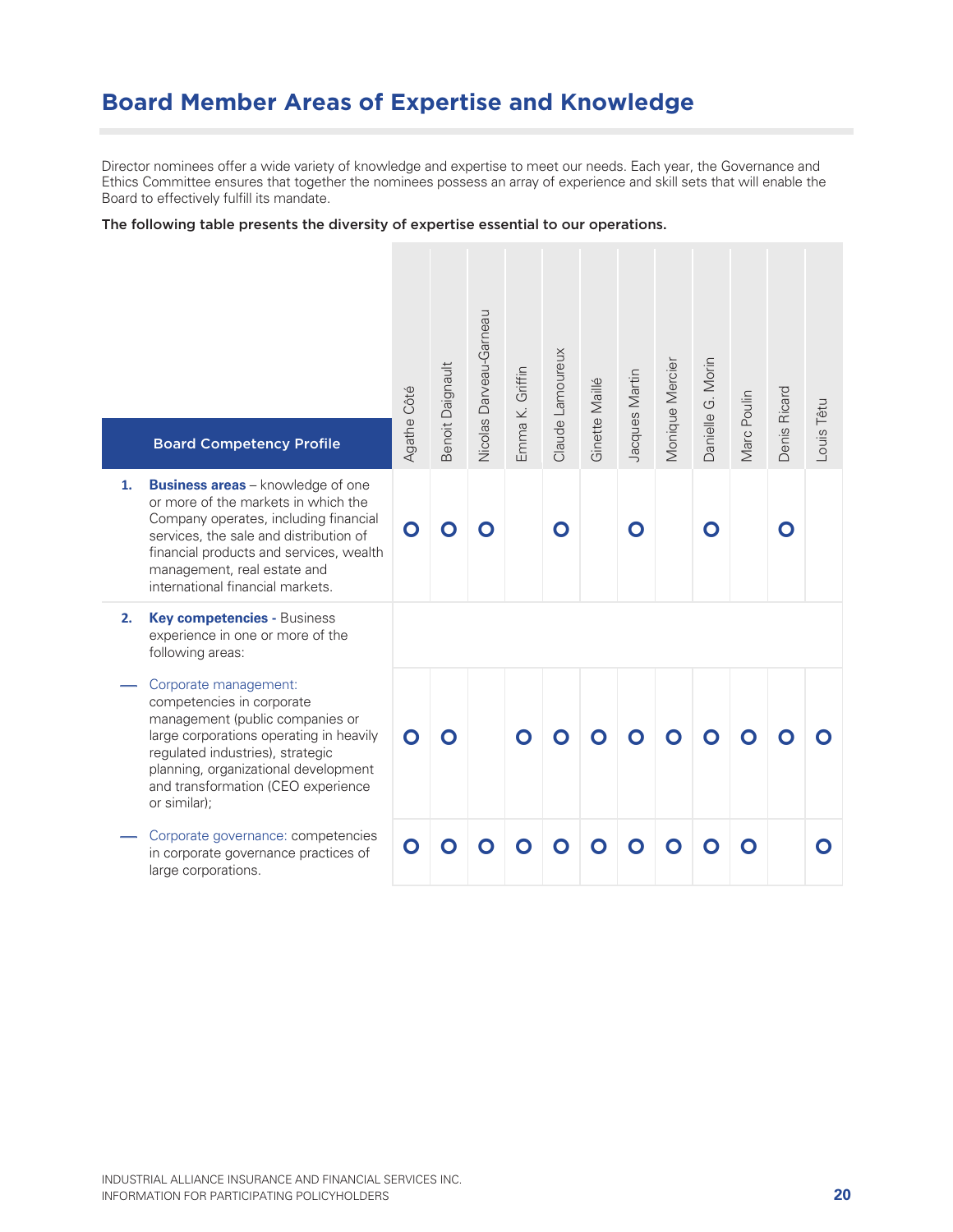## Board Member Areas of Expertise and Knowledge

Director nominees offer a wide variety of knowledge and expertise to meet our needs. Each year, the Governance and Ethics Committee ensures that together the nominees possess an array of experience and skill sets that will enable the Board to effectively fulfill its mandate.

**The following table presents the diversity of expertise essential to our operations.**

| Board Competency Profile | Agathe Côté | Benoit Daignault | Nicolas Darveau-Garneau | Emma K. Griffin | Claude Lamoureux | Ginette Maillé | Jacques Martin | Monique Mercier | Danielle G. Morin | Marc Poulin | Denis Ricard | Louis Têtu |
|---|---|---|---|---|---|---|---|---|---|---|---|---|
| 1. **Business areas** – knowledge of one or more of the markets in which the Company operates, including financial services, the sale and distribution of financial products and services, wealth management, real estate and international financial markets. | O | O | O | | O | | O | | O | | O | |
| 2. **Key competencies** - Business experience in one or more of the following areas: | | | | | | | | | | | | |
| — Corporate management: competencies in corporate management (public companies or large corporations operating in heavily regulated industries), strategic planning, organizational development and transformation (CEO experience or similar); | O | O | | O | O | O | O | O | O | O | O | O |
| — Corporate governance: competencies in corporate governance practices of large corporations. | O | O | O | O | O | O | O | O | O | O | | O |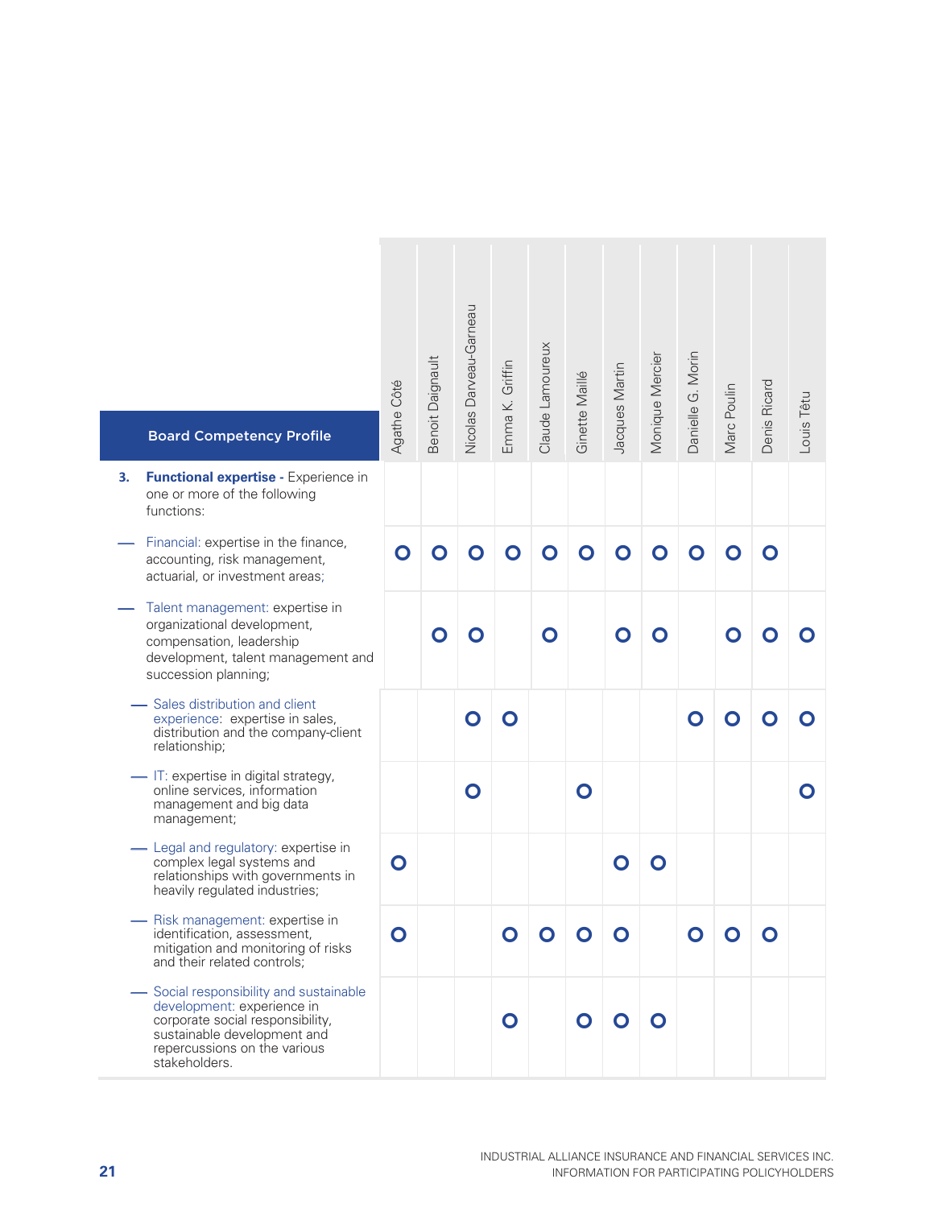| Board Competency Profile | Agathe Côté | Benoit Daignault | Nicolas Darveau-Garneau | Emma K. Griffin | Claude Lamoureux | Ginette Maillé | Jacques Martin | Monique Mercier | Danielle G. Morin | Marc Poulin | Denis Ricard | Louis Têtu |
|---|---|---|---|---|---|---|---|---|---|---|---|---|
| **3. Functional expertise** - Experience in one or more of the following functions: | | | | | | | | | | | | |
| — Financial: expertise in the finance, accounting, risk management, actuarial, or investment areas; | O | O | O | O | O | O | O | O | O | O | O | |
| — Talent management: expertise in organizational development, compensation, leadership development, talent management and succession planning; | | O | O | | O | | O | O | | O | O | O |
| — Sales distribution and client experience: expertise in sales, distribution and the company-client relationship; | | | O | O | | | | | O | O | O | O |
| — IT: expertise in digital strategy, online services, information management and big data management; | | | O | | | O | | | | | | O |
| — Legal and regulatory: expertise in complex legal systems and relationships with governments in heavily regulated industries; | O | | | | | | O | O | | | | |
| — Risk management: expertise in identification, assessment, mitigation and monitoring of risks and their related controls; | O | | | O | O | O | O | | O | O | O | |
| — Social responsibility and sustainable development: experience in corporate social responsibility, sustainable development and repercussions on the various stakeholders. | | | | O | | O | O | O | | | | |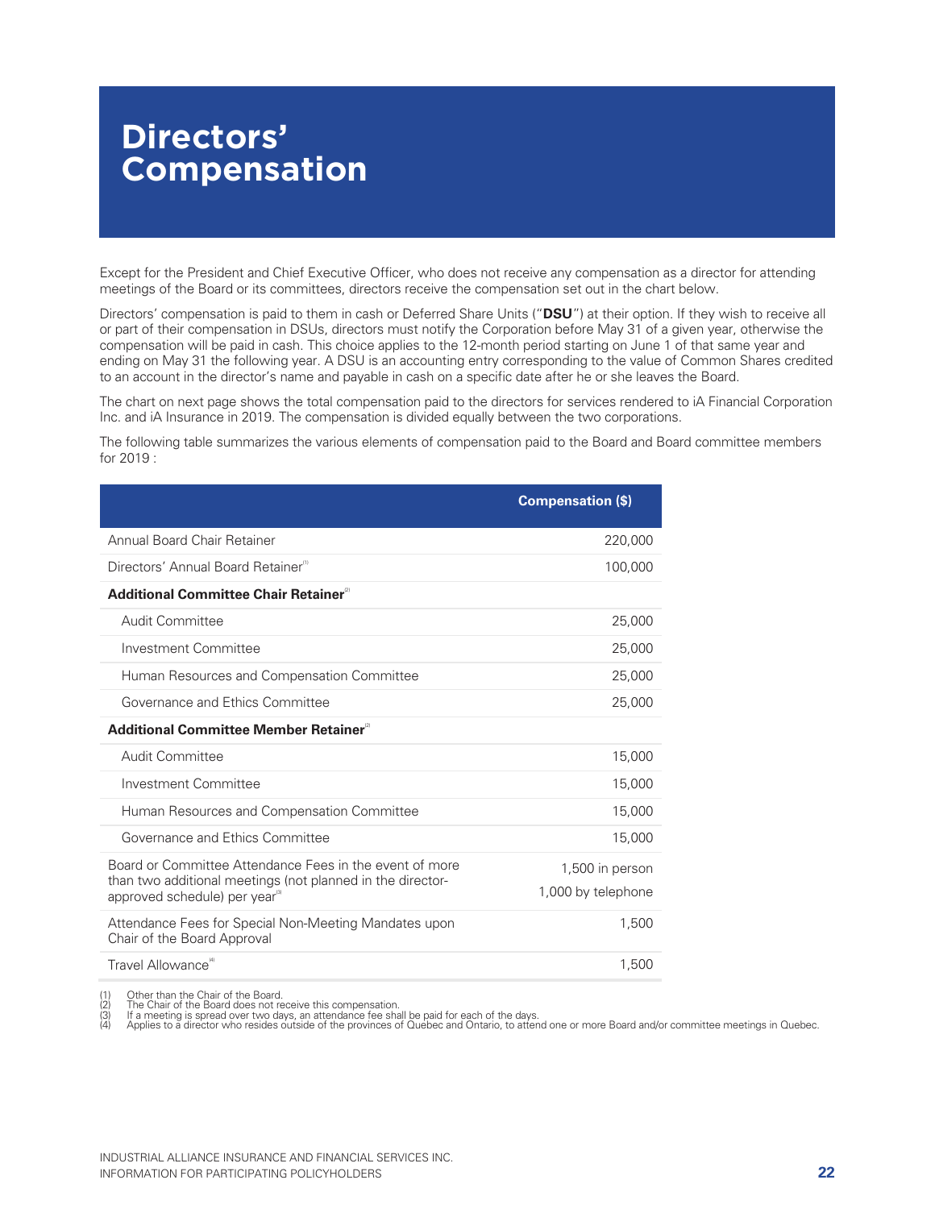# Directors' Compensation

Except for the President and Chief Executive Officer, who does not receive any compensation as a director for attending meetings of the Board or its committees, directors receive the compensation set out in the chart below.

Directors' compensation is paid to them in cash or Deferred Share Units ("**DSU**") at their option. If they wish to receive all or part of their compensation in DSUs, directors must notify the Corporation before May 31 of a given year, otherwise the compensation will be paid in cash. This choice applies to the 12-month period starting on June 1 of that same year and ending on May 31 the following year. A DSU is an accounting entry corresponding to the value of Common Shares credited to an account in the director's name and payable in cash on a specific date after he or she leaves the Board.

The chart on next page shows the total compensation paid to the directors for services rendered to iA Financial Corporation Inc. and iA Insurance in 2019. The compensation is divided equally between the two corporations.

The following table summarizes the various elements of compensation paid to the Board and Board committee members for 2019 :

| | Compensation ($) |
|---|---|
| Annual Board Chair Retainer | 220,000 |
| Directors' Annual Board Retainer[1] | 100,000 |
| **Additional Committee Chair Retainer**[2] | |
| Audit Committee | 25,000 |
| Investment Committee | 25,000 |
| Human Resources and Compensation Committee | 25,000 |
| Governance and Ethics Committee | 25,000 |
| **Additional Committee Member Retainer**[2] | |
| Audit Committee | 15,000 |
| Investment Committee | 15,000 |
| Human Resources and Compensation Committee | 15,000 |
| Governance and Ethics Committee | 15,000 |
| Board or Committee Attendance Fees in the event of more than two additional meetings (not planned in the director-approved schedule) per year[3] | 1,500 in person<br>1,000 by telephone |
| Attendance Fees for Special Non-Meeting Mandates upon Chair of the Board Approval | 1,500 |
| Travel Allowance[4] | 1,500 |

(1) Other than the Chair of the Board.
(2) The Chair of the Board does not receive this compensation.
(3) If a meeting is spread over two days, an attendance fee shall be paid for each of the days.
(4) Applies to a director who resides outside of the provinces of Quebec and Ontario, to attend one or more Board and/or committee meetings in Quebec.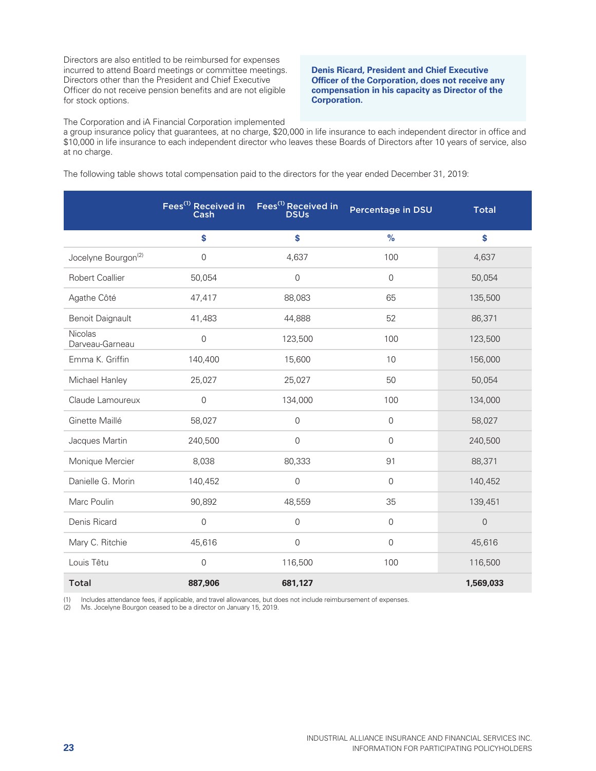Directors are also entitled to be reimbursed for expenses incurred to attend Board meetings or committee meetings. Directors other than the President and Chief Executive Officer do not receive pension benefits and are not eligible for stock options.

**Denis Ricard, President and Chief Executive Officer of the Corporation, does not receive any compensation in his capacity as Director of the Corporation.**

The Corporation and iA Financial Corporation implemented a group insurance policy that guarantees, at no charge, $20,000 in life insurance to each independent director in office and $10,000 in life insurance to each independent director who leaves these Boards of Directors after 10 years of service, also at no charge.

The following table shows total compensation paid to the directors for the year ended December 31, 2019:

| | Fees[1] Received in Cash | Fees[1] Received in DSUs | Percentage in DSU | Total |
|---|---|---|---|---|
| | $ | $ | % | $ |
| Jocelyne Bourgon[2] | 0 | 4,637 | 100 | 4,637 |
| Robert Coallier | 50,054 | 0 | 0 | 50,054 |
| Agathe Côté | 47,417 | 88,083 | 65 | 135,500 |
| Benoit Daignault | 41,483 | 44,888 | 52 | 86,371 |
| Nicolas Darveau-Garneau | 0 | 123,500 | 100 | 123,500 |
| Emma K. Griffin | 140,400 | 15,600 | 10 | 156,000 |
| Michael Hanley | 25,027 | 25,027 | 50 | 50,054 |
| Claude Lamoureux | 0 | 134,000 | 100 | 134,000 |
| Ginette Maillé | 58,027 | 0 | 0 | 58,027 |
| Jacques Martin | 240,500 | 0 | 0 | 240,500 |
| Monique Mercier | 8,038 | 80,333 | 91 | 88,371 |
| Danielle G. Morin | 140,452 | 0 | 0 | 140,452 |
| Marc Poulin | 90,892 | 48,559 | 35 | 139,451 |
| Denis Ricard | 0 | 0 | 0 | 0 |
| Mary C. Ritchie | 45,616 | 0 | 0 | 45,616 |
| Louis Têtu | 0 | 116,500 | 100 | 116,500 |
| **Total** | **887,906** | **681,127** | | **1,569,033** |

(1) Includes attendance fees, if applicable, and travel allowances, but does not include reimbursement of expenses.
(2) Ms. Jocelyne Bourgon ceased to be a director on January 15, 2019.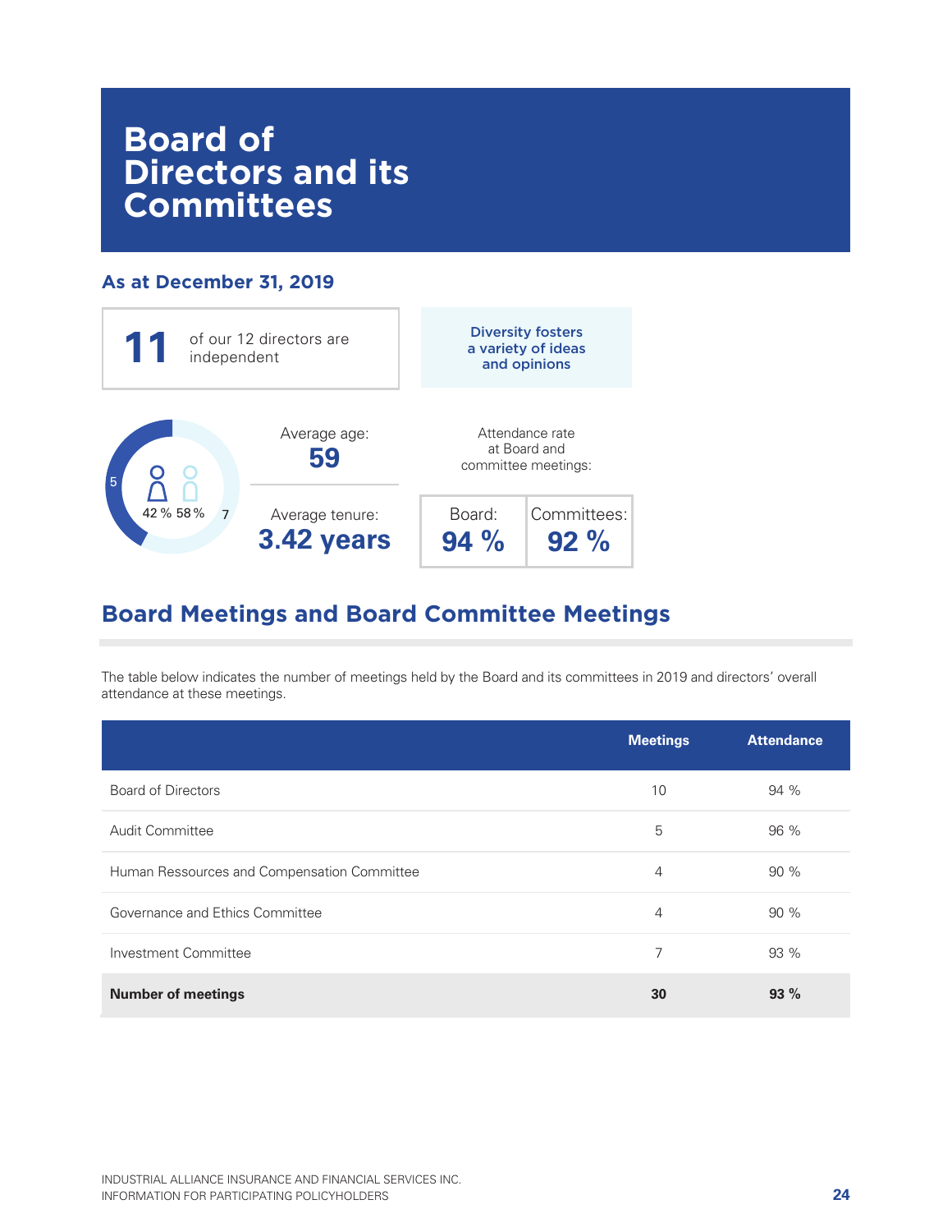# Board of Directors and its Committees

### As at December 31, 2019

**11** of our 12 directors are independent

**Diversity fosters a variety of ideas and opinions**

5 — 42 % — 58 % — 7

Average age: **59**

Average tenure: **3.42 years**

Attendance rate at Board and committee meetings:

| Board: | Committees: |
|---|---|
| **94 %** | **92 %** |

## Board Meetings and Board Committee Meetings

The table below indicates the number of meetings held by the Board and its committees in 2019 and directors' overall attendance at these meetings.

| | Meetings | Attendance |
|---|---|---|
| Board of Directors | 10 | 94 % |
| Audit Committee | 5 | 96 % |
| Human Ressources and Compensation Committee | 4 | 90 % |
| Governance and Ethics Committee | 4 | 90 % |
| Investment Committee | 7 | 93 % |
| **Number of meetings** | **30** | **93 %** |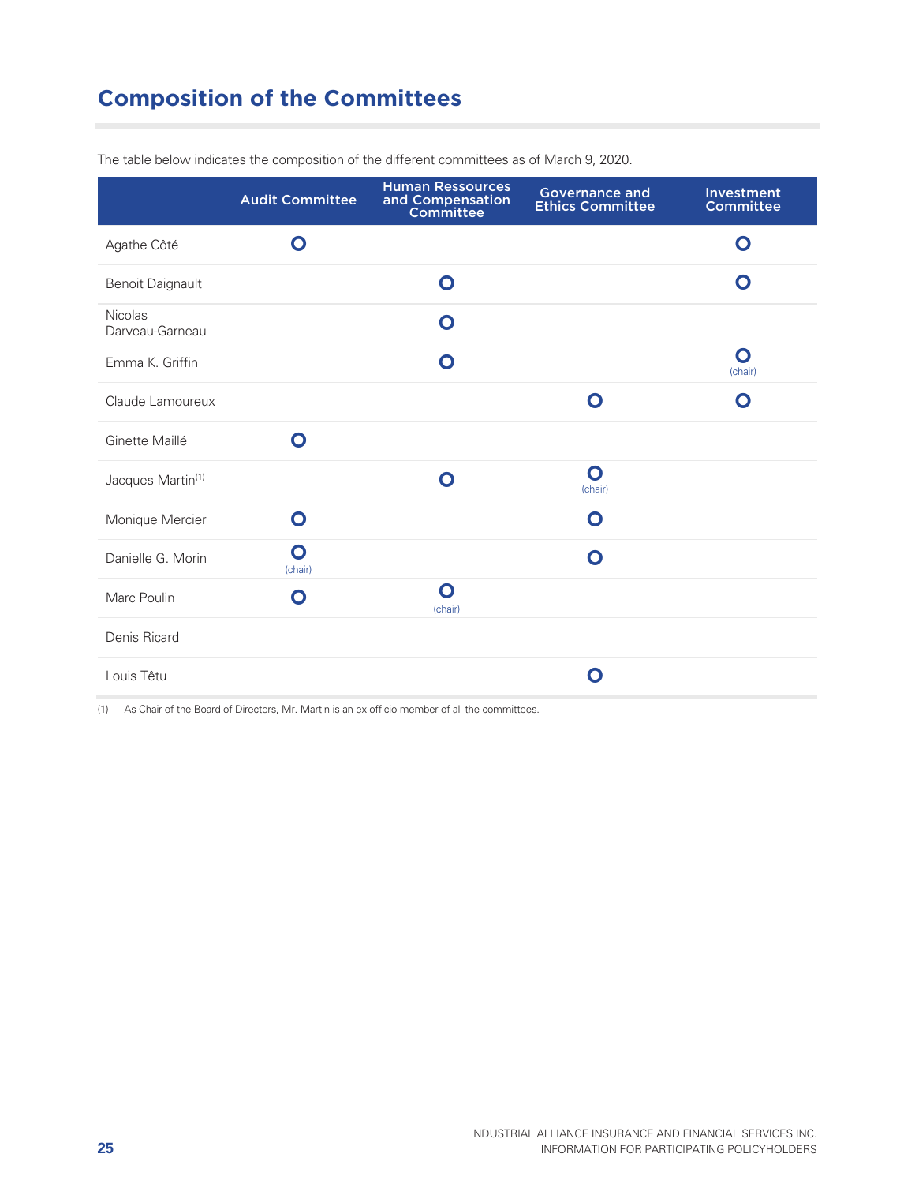## Composition of the Committees

The table below indicates the composition of the different committees as of March 9, 2020.

| | Audit Committee | Human Ressources and Compensation Committee | Governance and Ethics Committee | Investment Committee |
|---|---|---|---|---|
| Agathe Côté | O | | | O |
| Benoit Daignault | | O | | O |
| Nicolas Darveau-Garneau | | O | | |
| Emma K. Griffin | | O | | O (chair) |
| Claude Lamoureux | | | O | O |
| Ginette Maillé | O | | | |
| Jacques Martin[1] | | O | O (chair) | |
| Monique Mercier | O | | O | |
| Danielle G. Morin | O (chair) | | O | |
| Marc Poulin | O | O (chair) | | |
| Denis Ricard | | | | |
| Louis Têtu | | | O | |

(1) As Chair of the Board of Directors, Mr. Martin is an ex-officio member of all the committees.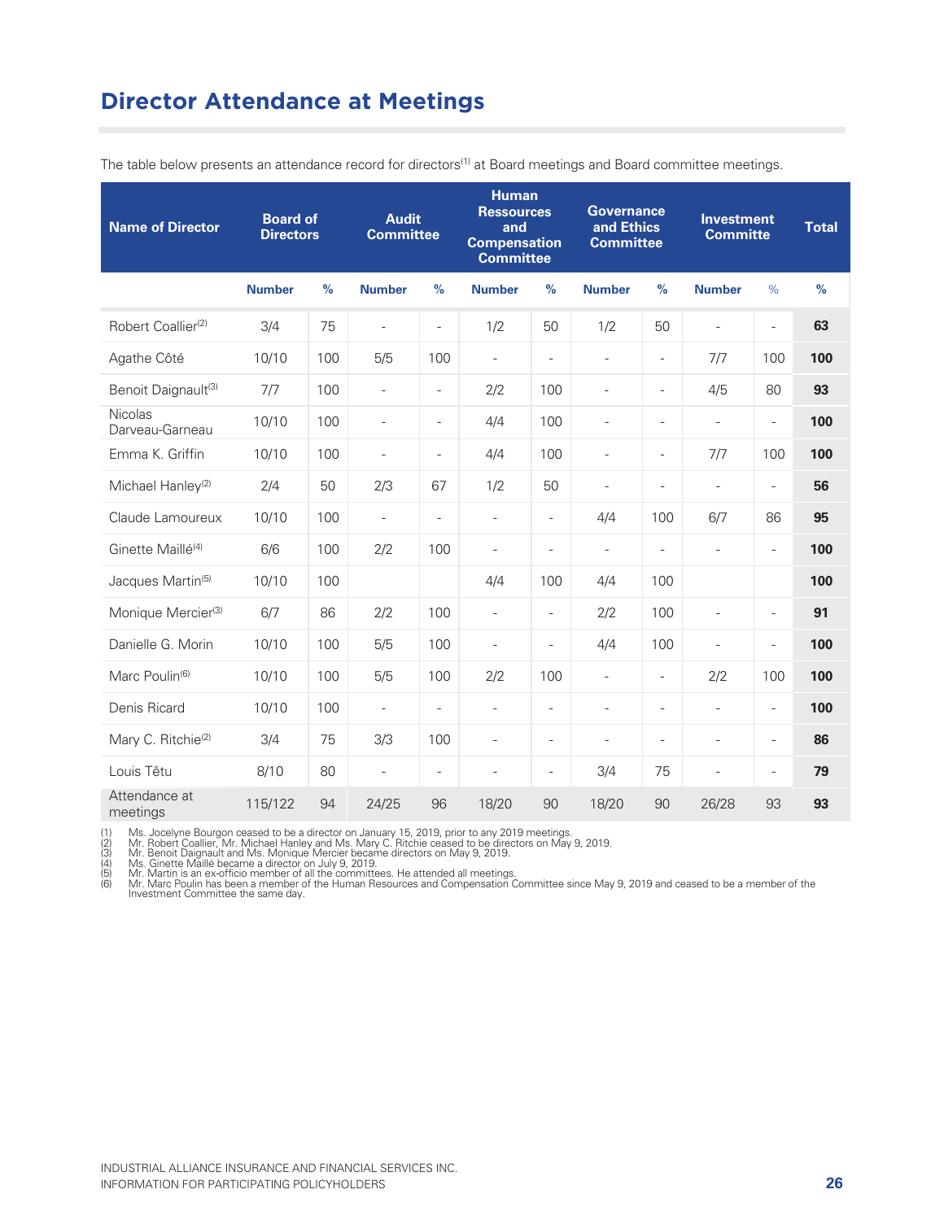# Director Attendance at Meetings

The table below presents an attendance record for directors[1] at Board meetings and Board committee meetings.

| Name of Director | Board of Directors | | Audit Committee | | Human Ressources and Compensation Committee | | Governance and Ethics Committee | | Investment Committe | | Total |
|---|---|---|---|---|---|---|---|---|---|---|---|
| | **Number** | **%** | **Number** | **%** | **Number** | **%** | **Number** | **%** | **Number** | **%** | **%** |
| Robert Coallier[2] | 3/4 | 75 | - | - | 1/2 | 50 | 1/2 | 50 | - | - | **63** |
| Agathe Côté | 10/10 | 100 | 5/5 | 100 | - | - | - | - | 7/7 | 100 | **100** |
| Benoit Daignault[3] | 7/7 | 100 | - | - | 2/2 | 100 | - | - | 4/5 | 80 | **93** |
| Nicolas Darveau-Garneau | 10/10 | 100 | - | - | 4/4 | 100 | - | - | - | - | **100** |
| Emma K. Griffin | 10/10 | 100 | - | - | 4/4 | 100 | - | - | 7/7 | 100 | **100** |
| Michael Hanley[2] | 2/4 | 50 | 2/3 | 67 | 1/2 | 50 | - | - | - | - | **56** |
| Claude Lamoureux | 10/10 | 100 | - | - | - | - | 4/4 | 100 | 6/7 | 86 | **95** |
| Ginette Maillé[4] | 6/6 | 100 | 2/2 | 100 | - | - | - | - | - | - | **100** |
| Jacques Martin[5] | 10/10 | 100 | | | 4/4 | 100 | 4/4 | 100 | | | **100** |
| Monique Mercier[3] | 6/7 | 86 | 2/2 | 100 | - | - | 2/2 | 100 | - | - | **91** |
| Danielle G. Morin | 10/10 | 100 | 5/5 | 100 | - | - | 4/4 | 100 | - | - | **100** |
| Marc Poulin[6] | 10/10 | 100 | 5/5 | 100 | 2/2 | 100 | - | - | 2/2 | 100 | **100** |
| Denis Ricard | 10/10 | 100 | - | - | - | - | - | - | - | - | **100** |
| Mary C. Ritchie[2] | 3/4 | 75 | 3/3 | 100 | - | - | - | - | - | - | **86** |
| Louis Têtu | 8/10 | 80 | - | - | - | - | 3/4 | 75 | - | - | **79** |
| Attendance at meetings | 115/122 | 94 | 24/25 | 96 | 18/20 | 90 | 18/20 | 90 | 26/28 | 93 | **93** |

(1) Ms. Jocelyne Bourgon ceased to be a director on January 15, 2019, prior to any 2019 meetings.
(2) Mr. Robert Coallier, Mr. Michael Hanley and Ms. Mary C. Ritchie ceased to be directors on May 9, 2019.
(3) Mr. Benoit Daignault and Ms. Monique Mercier became directors on May 9, 2019.
(4) Ms. Ginette Maillé became a director on July 9, 2019.
(5) Mr. Martin is an ex-officio member of all the committees. He attended all meetings.
(6) Mr. Marc Poulin has been a member of the Human Resources and Compensation Committee since May 9, 2019 and ceased to be a member of the Investment Committee the same day.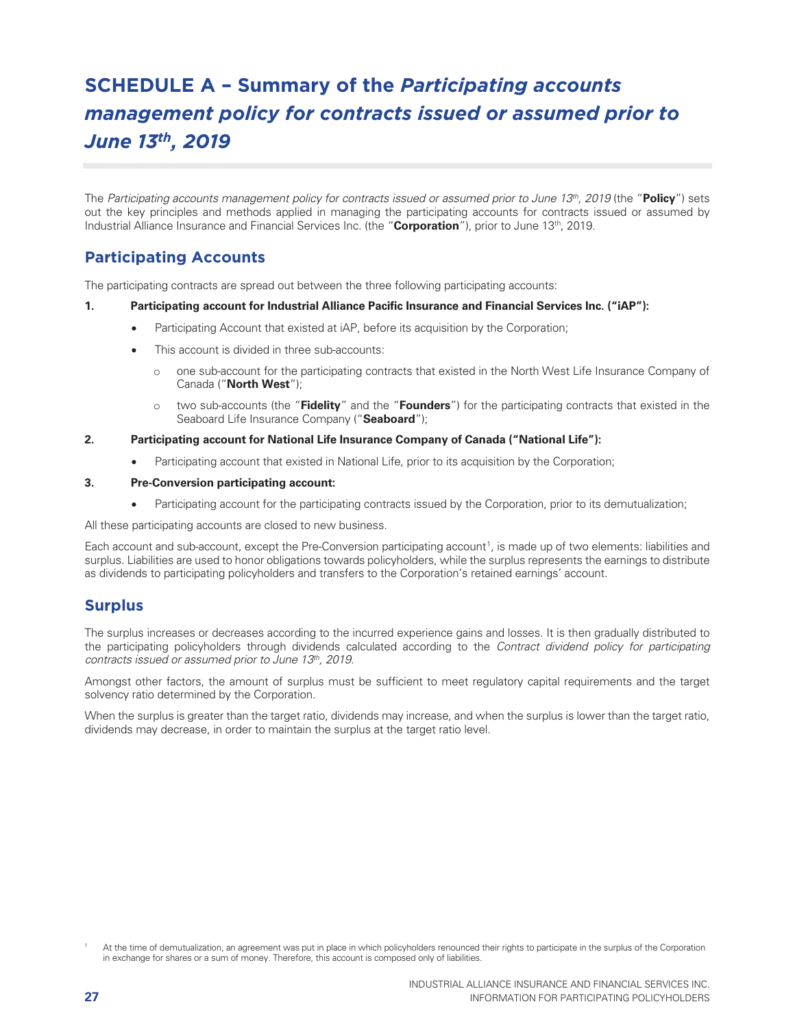# SCHEDULE A – Summary of the *Participating accounts management policy for contracts issued or assumed prior to June 13th, 2019*

The *Participating accounts management policy for contracts issued or assumed prior to June 13th, 2019* (the "**Policy**") sets out the key principles and methods applied in managing the participating accounts for contracts issued or assumed by Industrial Alliance Insurance and Financial Services Inc. (the "**Corporation**"), prior to June 13th, 2019.

## Participating Accounts

The participating contracts are spread out between the three following participating accounts:

**1. Participating account for Industrial Alliance Pacific Insurance and Financial Services Inc. ("iAP"):**

- Participating Account that existed at iAP, before its acquisition by the Corporation;
- This account is divided in three sub-accounts:
  - one sub-account for the participating contracts that existed in the North West Life Insurance Company of Canada ("**North West**");
  - two sub-accounts (the "**Fidelity**" and the "**Founders**") for the participating contracts that existed in the Seaboard Life Insurance Company ("**Seaboard**");

**2. Participating account for National Life Insurance Company of Canada ("National Life"):**

- Participating account that existed in National Life, prior to its acquisition by the Corporation;

**3. Pre-Conversion participating account:**

- Participating account for the participating contracts issued by the Corporation, prior to its demutualization;

All these participating accounts are closed to new business.

Each account and sub-account, except the Pre-Conversion participating account[1], is made up of two elements: liabilities and surplus. Liabilities are used to honor obligations towards policyholders, while the surplus represents the earnings to distribute as dividends to participating policyholders and transfers to the Corporation's retained earnings' account.

## Surplus

The surplus increases or decreases according to the incurred experience gains and losses. It is then gradually distributed to the participating policyholders through dividends calculated according to the *Contract dividend policy for participating contracts issued or assumed prior to June 13th, 2019*.

Amongst other factors, the amount of surplus must be sufficient to meet regulatory capital requirements and the target solvency ratio determined by the Corporation.

When the surplus is greater than the target ratio, dividends may increase, and when the surplus is lower than the target ratio, dividends may decrease, in order to maintain the surplus at the target ratio level.

[1] At the time of demutualization, an agreement was put in place in which policyholders renounced their rights to participate in the surplus of the Corporation in exchange for shares or a sum of money. Therefore, this account is composed only of liabilities.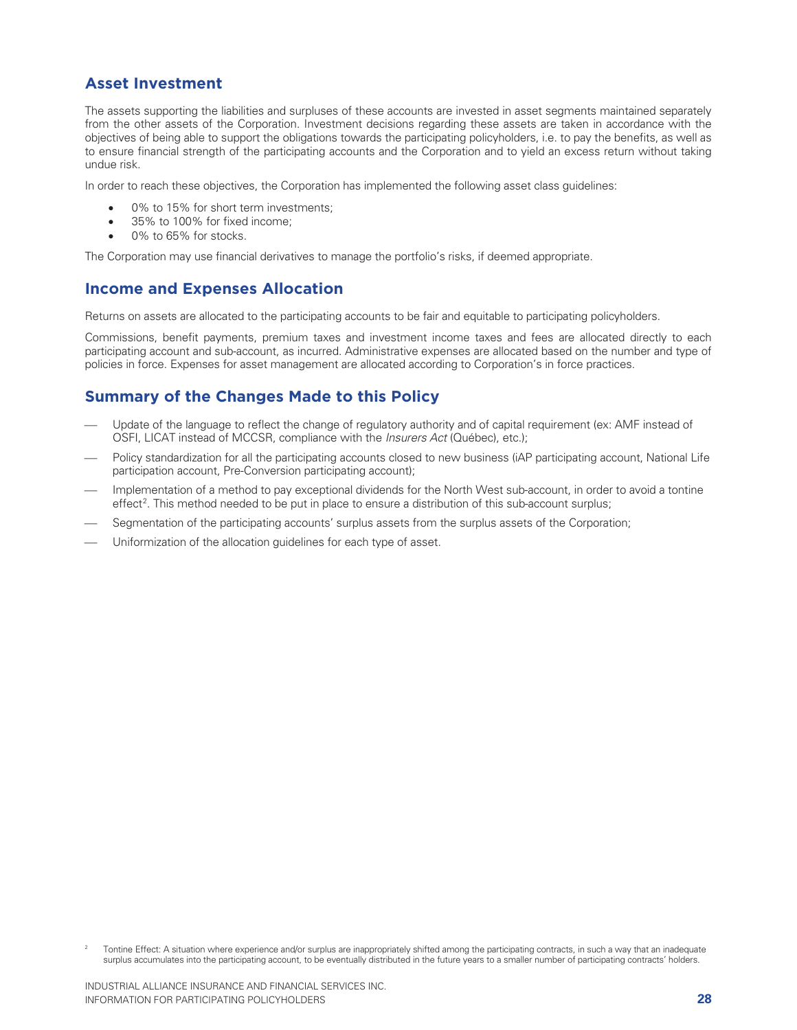## Asset Investment

The assets supporting the liabilities and surpluses of these accounts are invested in asset segments maintained separately from the other assets of the Corporation. Investment decisions regarding these assets are taken in accordance with the objectives of being able to support the obligations towards the participating policyholders, i.e. to pay the benefits, as well as to ensure financial strength of the participating accounts and the Corporation and to yield an excess return without taking undue risk.

In order to reach these objectives, the Corporation has implemented the following asset class guidelines:

- 0% to 15% for short term investments;
- 35% to 100% for fixed income;
- 0% to 65% for stocks.

The Corporation may use financial derivatives to manage the portfolio's risks, if deemed appropriate.

## Income and Expenses Allocation

Returns on assets are allocated to the participating accounts to be fair and equitable to participating policyholders.

Commissions, benefit payments, premium taxes and investment income taxes and fees are allocated directly to each participating account and sub-account, as incurred. Administrative expenses are allocated based on the number and type of policies in force. Expenses for asset management are allocated according to Corporation's in force practices.

## Summary of the Changes Made to this Policy

- Update of the language to reflect the change of regulatory authority and of capital requirement (ex: AMF instead of OSFI, LICAT instead of MCCSR, compliance with the *Insurers Act* (Québec), etc.);
- Policy standardization for all the participating accounts closed to new business (iAP participating account, National Life participation account, Pre-Conversion participating account);
- Implementation of a method to pay exceptional dividends for the North West sub-account, in order to avoid a tontine effect[2]. This method needed to be put in place to ensure a distribution of this sub-account surplus;
- Segmentation of the participating accounts' surplus assets from the surplus assets of the Corporation;
- Uniformization of the allocation guidelines for each type of asset.

[2] Tontine Effect: A situation where experience and/or surplus are inappropriately shifted among the participating contracts, in such a way that an inadequate surplus accumulates into the participating account, to be eventually distributed in the future years to a smaller number of participating contracts' holders.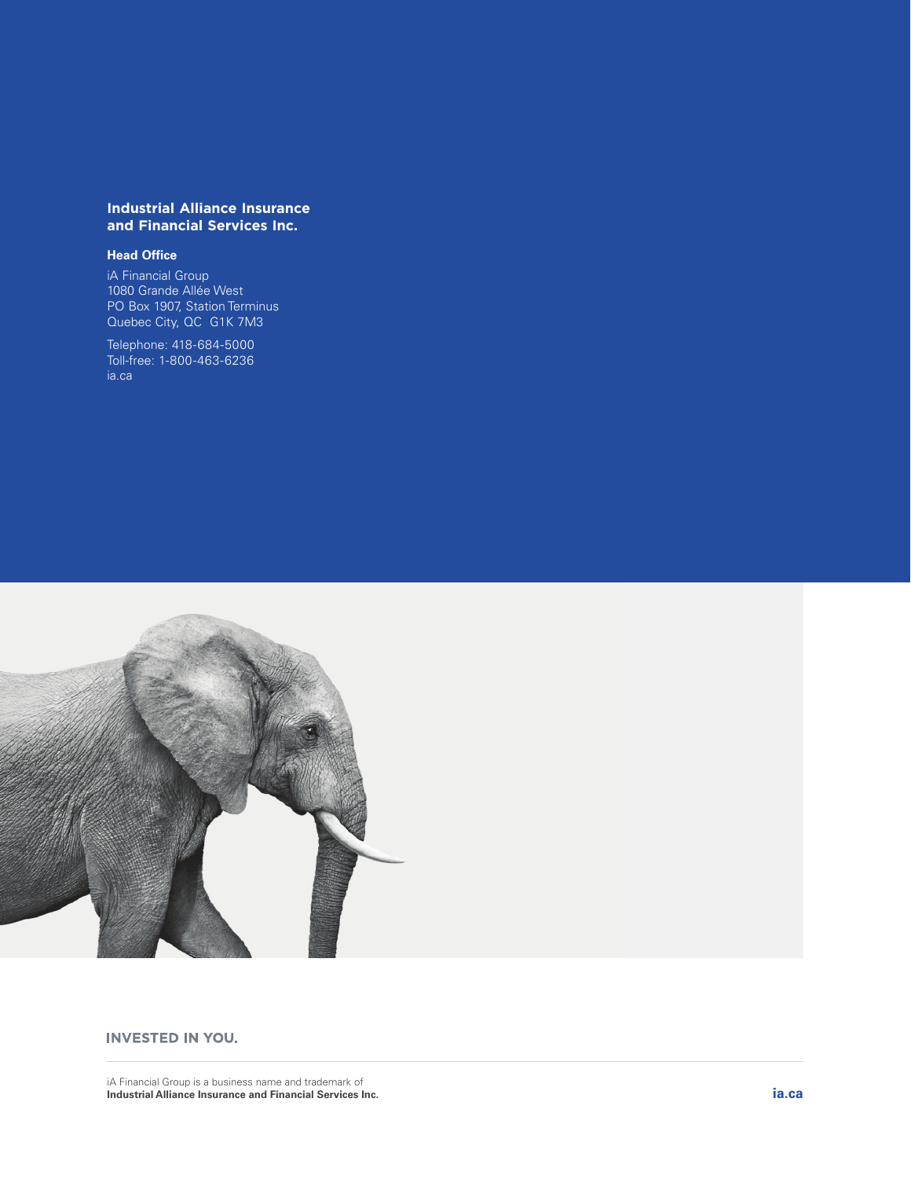**Industrial Alliance Insurance and Financial Services Inc.**

**Head Office**

iA Financial Group
1080 Grande Allée West
PO Box 1907, Station Terminus
Quebec City, QC G1K 7M3

Telephone: 418-684-5000
Toll-free: 1-800-463-6236
ia.ca

**INVESTED IN YOU.**

iA Financial Group is a business name and trademark of
**Industrial Alliance Insurance and Financial Services Inc.**

**ia.ca**